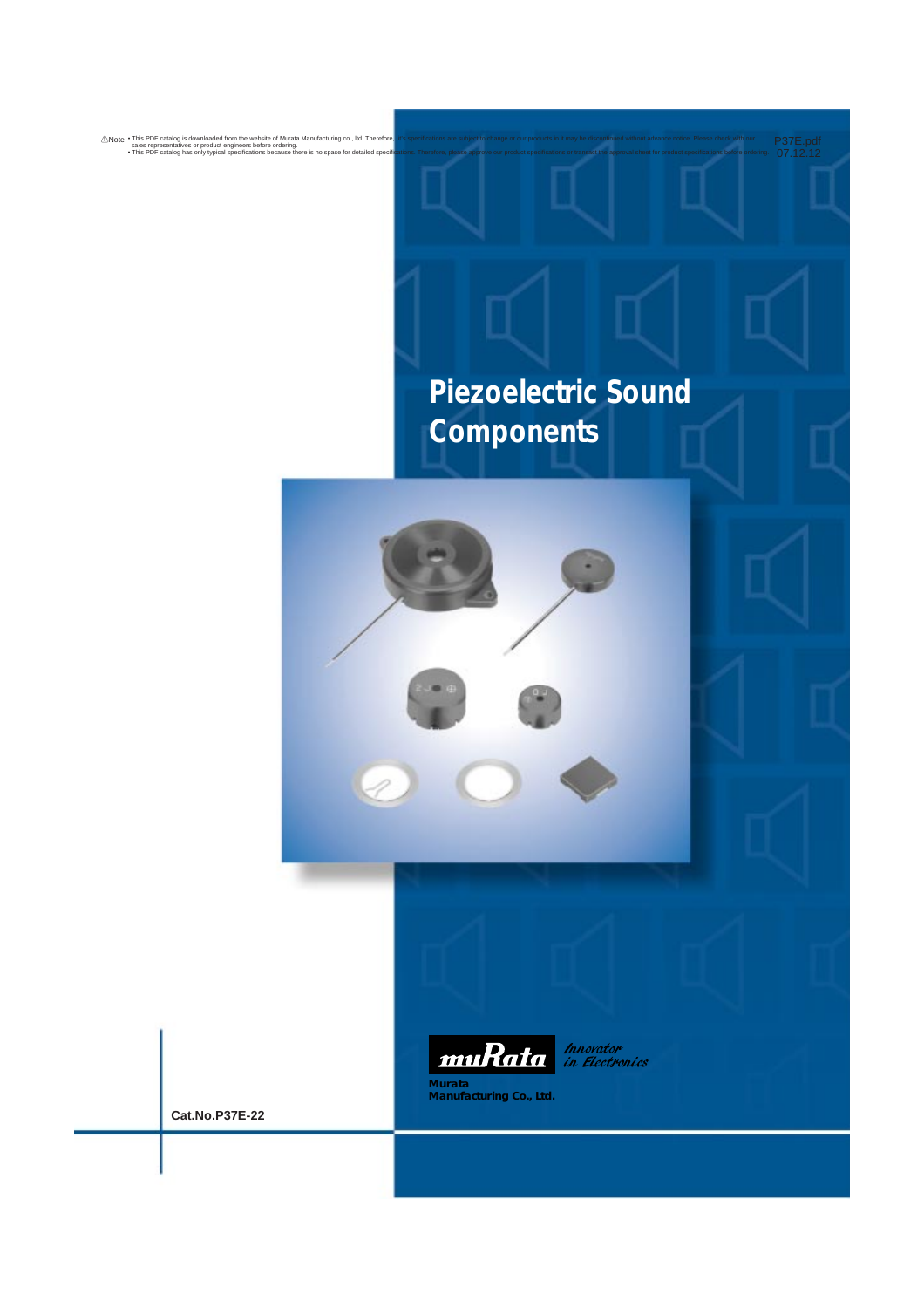⚠Note • This PDF catalog is downloaded from the website of Murata Manufacturing co., ltd. Therefore, it's specifications are subject to change or our products in it may be discontinued without advance notice. Please check with our sales representatives or product engineers before ordering.
• This PDF catalog has only typical specifications because there is no space for detailed specifications. Therefore, please approve our product specifications or transact the approval sheet for product specifications before ordering.

P37E.pdf
07.12.12

# Piezoelectric Sound Components

muRata *Innovator in Electronics*

**Murata Manufacturing Co., Ltd.**

**Cat.No.P37E-22**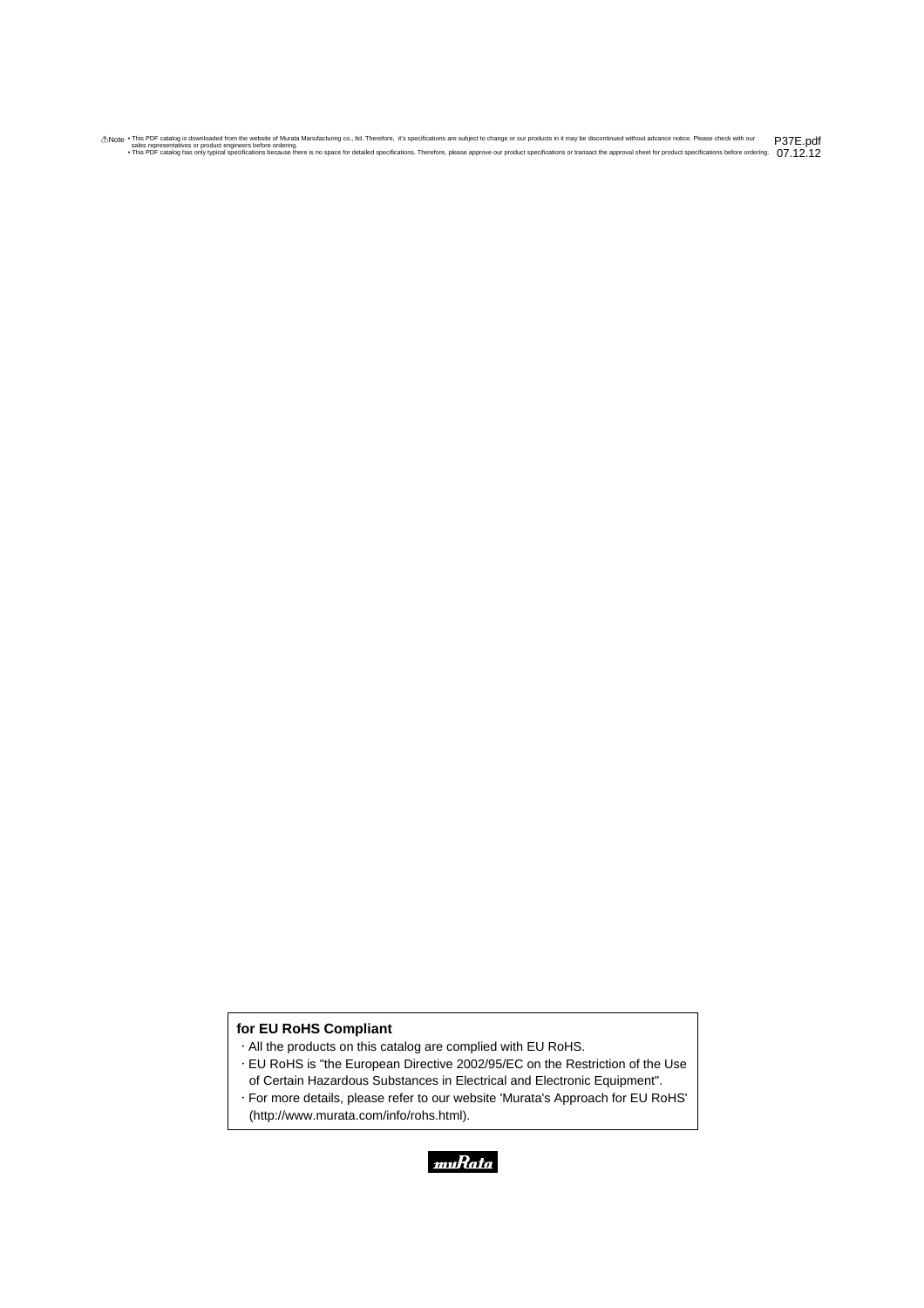**for EU RoHS Compliant**

- All the products on this catalog are complied with EU RoHS.
- EU RoHS is "the European Directive 2002/95/EC on the Restriction of the Use of Certain Hazardous Substances in Electrical and Electronic Equipment".
- For more details, please refer to our website 'Murata's Approach for EU RoHS' (http://www.murata.com/info/rohs.html).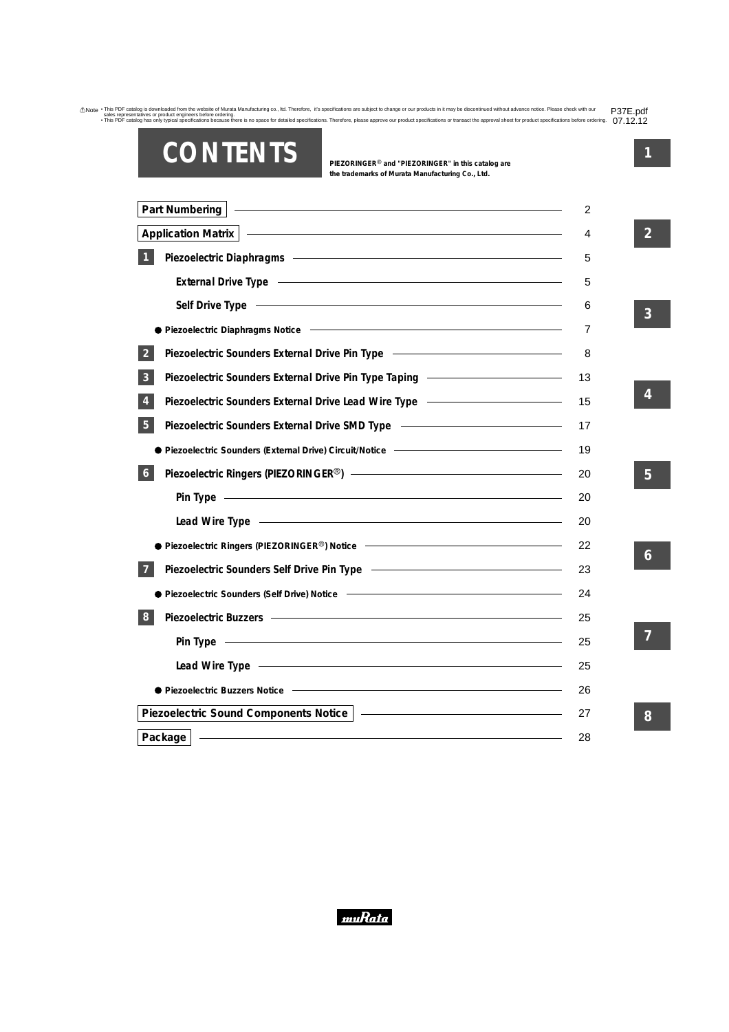!Note • This PDF catalog is downloaded from the website of Murata Manufacturing co., ltd. Therefore, it's specifications are subject to change or our products in it may be discontinued without advance notice. Please check with our sales representatives or product engineers before ordering.
• This PDF catalog has only typical specifications because there is no space for detailed specifications. Therefore, please approve our product specifications or transact the approval sheet for product specifications before ordering.

P37E.pdf
07.12.12

# CONTENTS

**PIEZORINGER® and "PIEZORINGER" in this catalog are the trademarks of Murata Manufacturing Co., Ltd.**

| Section | Page |
|---|---|
| **Part Numbering** | 2 |
| **Application Matrix** | 4 |
| **1 Piezoelectric Diaphragms** | 5 |
| External Drive Type | 5 |
| Self Drive Type | 6 |
| ● Piezoelectric Diaphragms Notice | 7 |
| **2 Piezoelectric Sounders External Drive Pin Type** | 8 |
| **3 Piezoelectric Sounders External Drive Pin Type Taping** | 13 |
| **4 Piezoelectric Sounders External Drive Lead Wire Type** | 15 |
| **5 Piezoelectric Sounders External Drive SMD Type** | 17 |
| ● Piezoelectric Sounders (External Drive) Circuit/Notice | 19 |
| **6 Piezoelectric Ringers (PIEZORINGER®)** | 20 |
| Pin Type | 20 |
| Lead Wire Type | 20 |
| ● Piezoelectric Ringers (PIEZORINGER®) Notice | 22 |
| **7 Piezoelectric Sounders Self Drive Pin Type** | 23 |
| ● Piezoelectric Sounders (Self Drive) Notice | 24 |
| **8 Piezoelectric Buzzers** | 25 |
| Pin Type | 25 |
| Lead Wire Type | 25 |
| ● Piezoelectric Buzzers Notice | 26 |
| **Piezoelectric Sound Components Notice** | 27 |
| **Package** | 28 |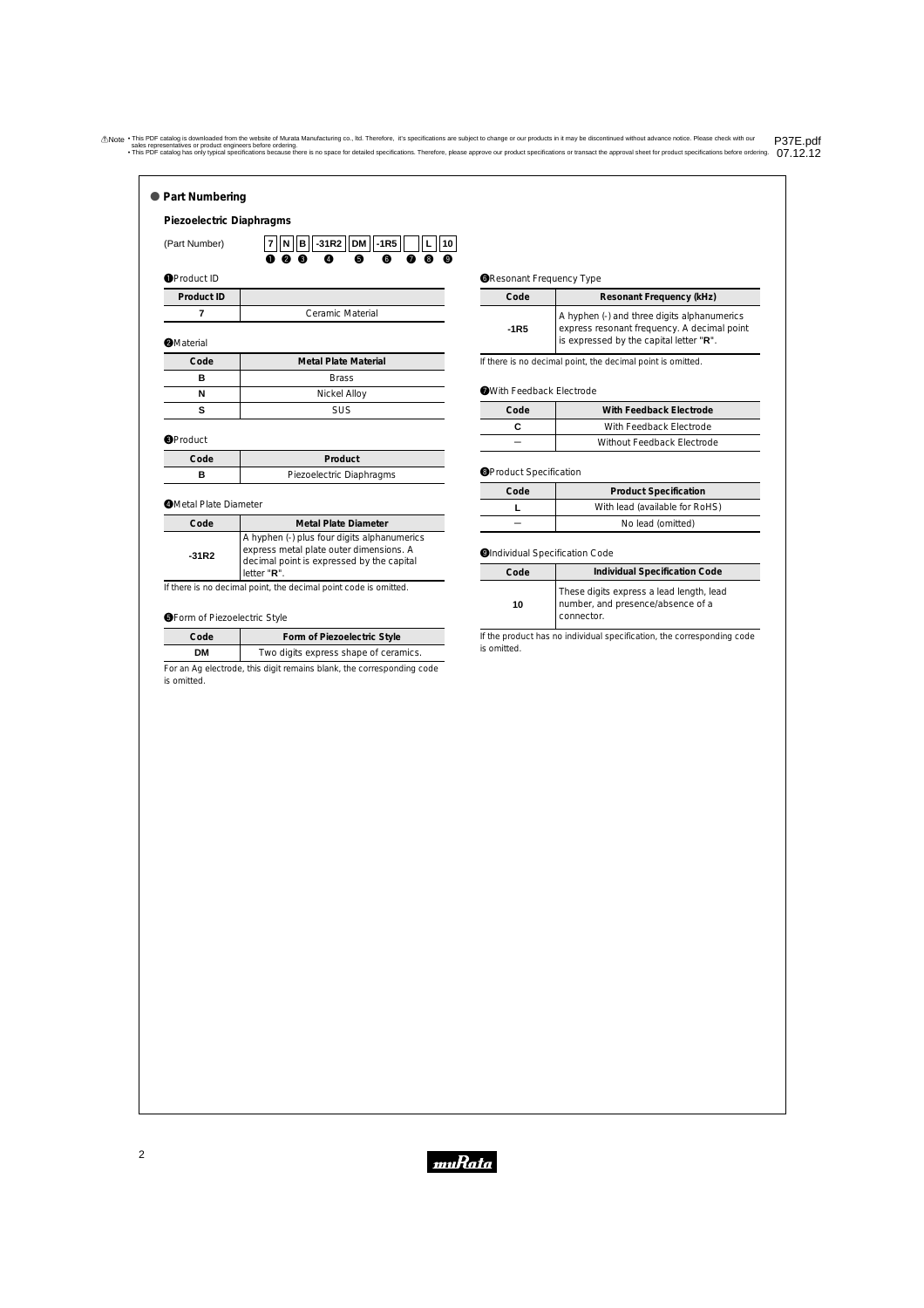## Part Numbering

### Piezoelectric Diaphragms

(Part Number) 7 N B -31R2 DM -1R5 [ ] L 10
❶ ❷ ❸ ❹ ❺ ❻ ❼ ❽ ❾

❶Product ID

| Product ID | |
|---|---|
| 7 | Ceramic Material |

❷Material

| Code | Metal Plate Material |
|---|---|
| B | Brass |
| N | Nickel Alloy |
| S | SUS |

❸Product

| Code | Product |
|---|---|
| B | Piezoelectric Diaphragms |

❹Metal Plate Diameter

| Code | Metal Plate Diameter |
|---|---|
| -31R2 | A hyphen (-) plus four digits alphanumerics express metal plate outer dimensions. A decimal point is expressed by the capital letter "**R**". |

If there is no decimal point, the decimal point code is omitted.

❺Form of Piezoelectric Style

| Code | Form of Piezoelectric Style |
|---|---|
| DM | Two digits express shape of ceramics. |

For an Ag electrode, this digit remains blank, the corresponding code is omitted.

❻Resonant Frequency Type

| Code | Resonant Frequency (kHz) |
|---|---|
| -1R5 | A hyphen (-) and three digits alphanumerics express resonant frequency. A decimal point is expressed by the capital letter "**R**". |

If there is no decimal point, the decimal point is omitted.

❼With Feedback Electrode

| Code | With Feedback Electrode |
|---|---|
| C | With Feedback Electrode |
| − | Without Feedback Electrode |

❽Product Specification

| Code | Product Specification |
|---|---|
| L | With lead (available for RoHS) |
| − | No lead (omitted) |

❾Individual Specification Code

| Code | Individual Specification Code |
|---|---|
| 10 | These digits express a lead length, lead number, and presence/absence of a connector. |

If the product has no individual specification, the corresponding code is omitted.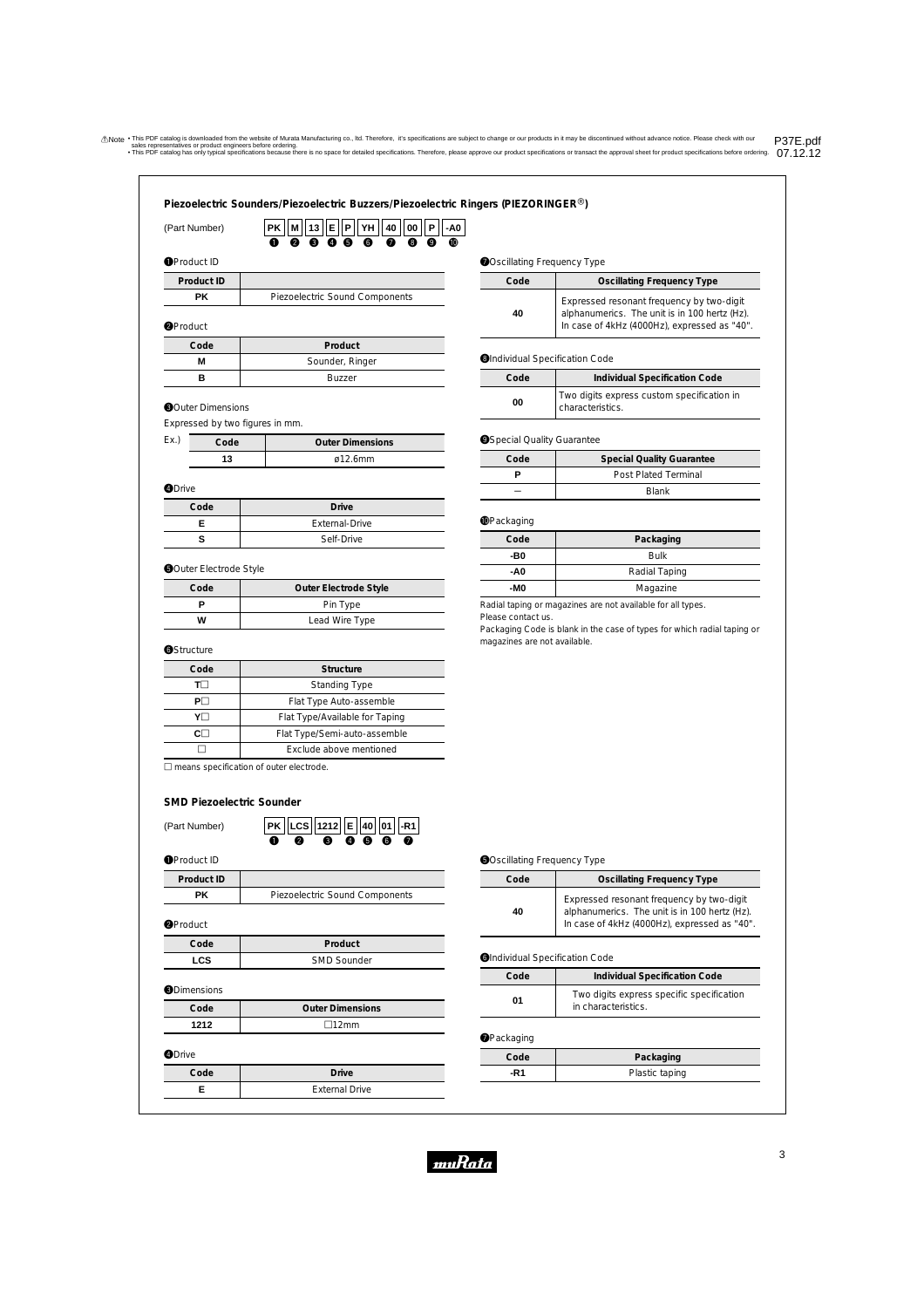## Piezoelectric Sounders/Piezoelectric Buzzers/Piezoelectric Ringers (PIEZORINGER®)

(Part Number) **PK M 13 E P YH 40 00 P -A0**
❶ ❷ ❸ ❹ ❺ ❻ ❼ ❽ ❾ ❿

❶Product ID

| Product ID | |
|---|---|
| PK | Piezoelectric Sound Components |

❷Product

| Code | Product |
|---|---|
| M | Sounder, Ringer |
| B | Buzzer |

❸Outer Dimensions

Expressed by two figures in mm.

Ex.)

| Code | Outer Dimensions |
|---|---|
| 13 | ø12.6mm |

❹Drive

| Code | Drive |
|---|---|
| E | External-Drive |
| S | Self-Drive |

❺Outer Electrode Style

| Code | Outer Electrode Style |
|---|---|
| P | Pin Type |
| W | Lead Wire Type |

❻Structure

| Code | Structure |
|---|---|
| T□ | Standing Type |
| P□ | Flat Type Auto-assemble |
| Y□ | Flat Type/Available for Taping |
| C□ | Flat Type/Semi-auto-assemble |
| □ | Exclude above mentioned |

□ means specification of outer electrode.

❼Oscillating Frequency Type

| Code | Oscillating Frequency Type |
|---|---|
| 40 | Expressed resonant frequency by two-digit alphanumerics. The unit is in 100 hertz (Hz). In case of 4kHz (4000Hz), expressed as "40". |

❽Individual Specification Code

| Code | Individual Specification Code |
|---|---|
| 00 | Two digits express custom specification in characteristics. |

❾Special Quality Guarantee

| Code | Special Quality Guarantee |
|---|---|
| P | Post Plated Terminal |
| – | Blank |

❿Packaging

| Code | Packaging |
|---|---|
| -B0 | Bulk |
| -A0 | Radial Taping |
| -M0 | Magazine |

Radial taping or magazines are not available for all types.
Please contact us.
Packaging Code is blank in the case of types for which radial taping or magazines are not available.

## SMD Piezoelectric Sounder

(Part Number) **PK LCS 1212 E 40 01 -R1**
❶ ❷ ❸ ❹ ❺ ❻ ❼

❶Product ID

| Product ID | |
|---|---|
| PK | Piezoelectric Sound Components |

❷Product

| Code | Product |
|---|---|
| LCS | SMD Sounder |

❸Dimensions

| Code | Outer Dimensions |
|---|---|
| 1212 | □12mm |

❹Drive

| Code | Drive |
|---|---|
| E | External Drive |

❺Oscillating Frequency Type

| Code | Oscillating Frequency Type |
|---|---|
| 40 | Expressed resonant frequency by two-digit alphanumerics. The unit is in 100 hertz (Hz). In case of 4kHz (4000Hz), expressed as "40". |

❻Individual Specification Code

| Code | Individual Specification Code |
|---|---|
| 01 | Two digits express specific specification in characteristics. |

❼Packaging

| Code | Packaging |
|---|---|
| -R1 | Plastic taping |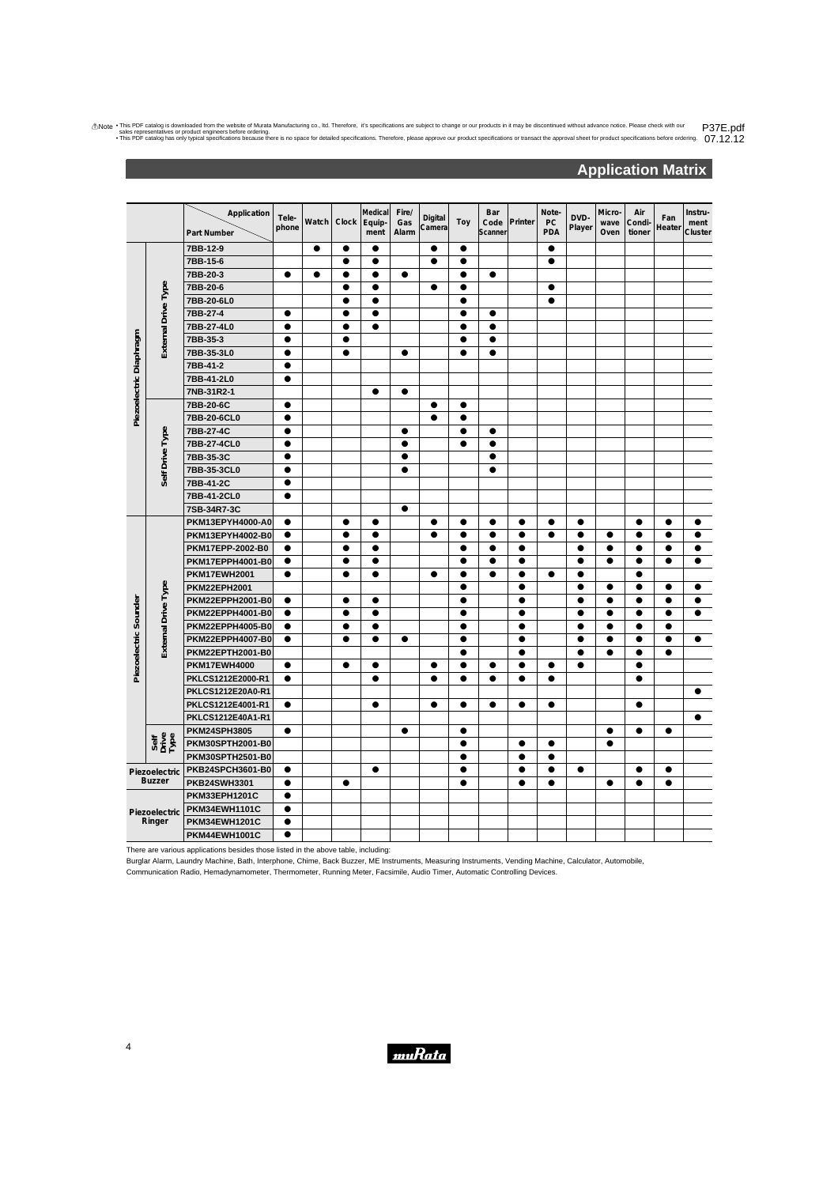# Application Matrix

| | | Part Number \ Application | Telephone | Watch | Clock | Medical Equipment | Fire/ Gas Alarm | Digital Camera | Toy | Bar Code Scanner | Printer | Note-PC PDA | DVD-Player | Microwave Oven | Air Conditioner | Fan Heater | Instrument Cluster |
|---|---|---|---|---|---|---|---|---|---|---|---|---|---|---|---|---|---|
| Piezoelectric Diaphragm | External Drive Type | 7BB-12-9 | | ● | ● | ● | | ● | ● | | | ● | | | | | |
| | | 7BB-15-6 | | | ● | ● | | ● | ● | | | ● | | | | | |
| | | 7BB-20-3 | ● | ● | ● | ● | ● | | ● | ● | | | | | | | |
| | | 7BB-20-6 | | | ● | ● | | ● | ● | | | ● | | | | | |
| | | 7BB-20-6L0 | | | ● | ● | | | ● | | | ● | | | | | |
| | | 7BB-27-4 | ● | | ● | ● | | | ● | ● | | | | | | | |
| | | 7BB-27-4L0 | ● | | ● | ● | | | ● | ● | | | | | | | |
| | | 7BB-35-3 | ● | | ● | | | | ● | ● | | | | | | | |
| | | 7BB-35-3L0 | ● | | ● | | ● | | ● | ● | | | | | | | |
| | | 7BB-41-2 | ● | | | | | | | | | | | | | | |
| | | 7BB-41-2L0 | ● | | | | | | | | | | | | | | |
| | | 7NB-31R2-1 | | | | ● | ● | | | | | | | | | | |
| | Self Drive Type | 7BB-20-6C | ● | | | | | ● | ● | | | | | | | | |
| | | 7BB-20-6CL0 | ● | | | | | ● | ● | | | | | | | | |
| | | 7BB-27-4C | ● | | | | ● | | ● | ● | | | | | | | |
| | | 7BB-27-4CL0 | ● | | | | ● | | ● | ● | | | | | | | |
| | | 7BB-35-3C | ● | | | | ● | | | ● | | | | | | | |
| | | 7BB-35-3CL0 | ● | | | | ● | | | ● | | | | | | | |
| | | 7BB-41-2C | ● | | | | | | | | | | | | | | |
| | | 7BB-41-2CL0 | ● | | | | | | | | | | | | | | |
| | | 7SB-34R7-3C | | | | | ● | | | | | | | | | | |
| Piezoelectric Sounder | External Drive Type | PKM13EPYH4000-A0 | ● | | ● | ● | | ● | ● | ● | ● | ● | ● | | ● | ● | ● |
| | | PKM13EPYH4002-B0 | ● | | ● | ● | | ● | ● | ● | ● | ● | ● | ● | ● | ● | ● |
| | | PKM17EPP-2002-B0 | ● | | ● | ● | | | ● | ● | ● | | ● | ● | ● | ● | ● |
| | | PKM17EPPH4001-B0 | ● | | ● | ● | | | ● | ● | ● | | ● | ● | ● | ● | ● |
| | | PKM17EWH2001 | ● | | ● | ● | | ● | ● | ● | ● | ● | ● | | ● | | |
| | | PKM22EPH2001 | | | | | | | ● | | ● | | ● | ● | ● | ● | ● |
| | | PKM22EPPH2001-B0 | ● | | ● | ● | | | ● | | ● | | ● | ● | ● | ● | ● |
| | | PKM22EPPH4001-B0 | ● | | ● | ● | | | ● | | ● | | ● | ● | ● | ● | ● |
| | | PKM22EPPH4005-B0 | ● | | ● | ● | | | ● | | ● | | ● | ● | ● | ● | |
| | | PKM22EPPH4007-B0 | ● | | ● | ● | ● | | ● | | ● | | ● | ● | ● | ● | ● |
| | | PKM22EPTH2001-B0 | | | | | | | ● | | ● | | ● | ● | ● | ● | |
| | | PKM17EWH4000 | ● | | ● | ● | | ● | ● | ● | ● | ● | ● | | ● | | |
| | | PKLCS1212E2000-R1 | ● | | | ● | | ● | ● | ● | ● | ● | | | ● | | |
| | | PKLCS1212E20A0-R1 | | | | | | | | | | | | | | | ● |
| | | PKLCS1212E4001-R1 | ● | | | ● | | ● | ● | ● | ● | ● | | | ● | | |
| | | PKLCS1212E40A1-R1 | | | | | | | | | | | | | | | ● |
| | Self Drive Type | PKM24SPH3805 | ● | | | | ● | | ● | | | | | ● | ● | ● | |
| | | PKM30SPTH2001-B0 | | | | | | | ● | | ● | ● | | ● | | | |
| | | PKM30SPTH2501-B0 | | | | | | | ● | | ● | ● | | | | | |
| Piezoelectric Buzzer | | PKB24SPCH3601-B0 | ● | | | ● | | | ● | | ● | ● | ● | | ● | ● | |
| | | PKB24SWH3301 | ● | | ● | | | | ● | | ● | ● | | ● | ● | ● | |
| Piezoelectric Ringer | | PKM33EPH1201C | ● | | | | | | | | | | | | | | |
| | | PKM34EWH1101C | ● | | | | | | | | | | | | | | |
| | | PKM34EWH1201C | ● | | | | | | | | | | | | | | |
| | | PKM44EWH1001C | ● | | | | | | | | | | | | | | |

There are various applications besides those listed in the above table, including:

Burglar Alarm, Laundry Machine, Bath, Interphone, Chime, Back Buzzer, ME Instruments, Measuring Instruments, Vending Machine, Calculator, Automobile, Communication Radio, Hemadynamometer, Thermometer, Running Meter, Facsimile, Audio Timer, Automatic Controlling Devices.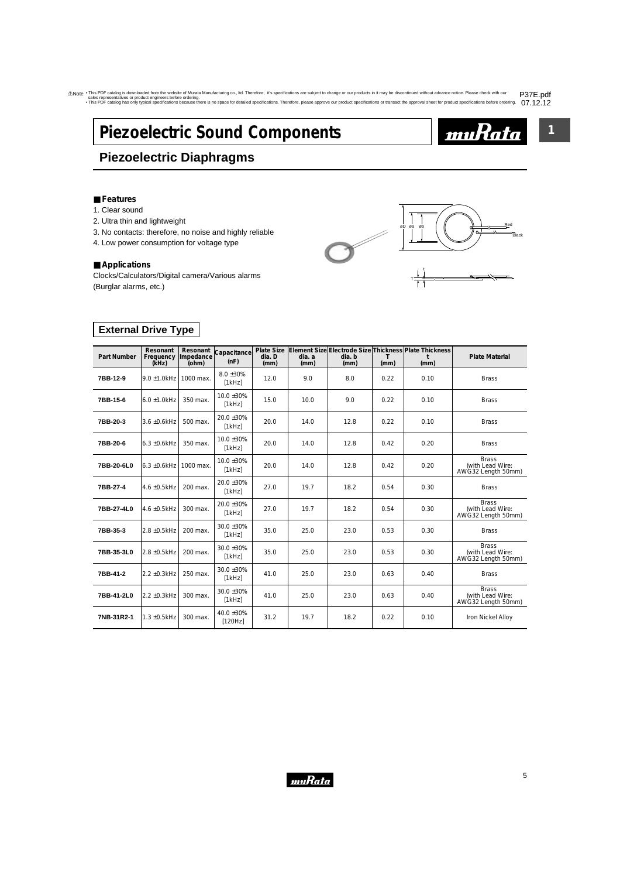# Piezoelectric Sound Components

## Piezoelectric Diaphragms

### ■ Features

1. Clear sound
2. Ultra thin and lightweight
3. No contacts: therefore, no noise and highly reliable
4. Low power consumption for voltage type

### ■ Applications

Clocks/Calculators/Digital camera/Various alarms
(Burglar alarms, etc.)

### External Drive Type

| Part Number | Resonant Frequency (kHz) | Resonant Impedance (ohm) | Capacitance (nF) | Plate Size dia. D (mm) | Element Size dia. a (mm) | Electrode Size dia. b (mm) | Thickness T (mm) | Plate Thickness t (mm) | Plate Material |
|---|---|---|---|---|---|---|---|---|---|
| 7BB-12-9 | 9.0 ±1.0kHz | 1000 max. | 8.0 ±30% [1kHz] | 12.0 | 9.0 | 8.0 | 0.22 | 0.10 | Brass |
| 7BB-15-6 | 6.0 ±1.0kHz | 350 max. | 10.0 ±30% [1kHz] | 15.0 | 10.0 | 9.0 | 0.22 | 0.10 | Brass |
| 7BB-20-3 | 3.6 ±0.6kHz | 500 max. | 20.0 ±30% [1kHz] | 20.0 | 14.0 | 12.8 | 0.22 | 0.10 | Brass |
| 7BB-20-6 | 6.3 ±0.6kHz | 350 max. | 10.0 ±30% [1kHz] | 20.0 | 14.0 | 12.8 | 0.42 | 0.20 | Brass |
| 7BB-20-6L0 | 6.3 ±0.6kHz | 1000 max. | 10.0 ±30% [1kHz] | 20.0 | 14.0 | 12.8 | 0.42 | 0.20 | Brass (with Lead Wire: AWG32 Length 50mm) |
| 7BB-27-4 | 4.6 ±0.5kHz | 200 max. | 20.0 ±30% [1kHz] | 27.0 | 19.7 | 18.2 | 0.54 | 0.30 | Brass |
| 7BB-27-4L0 | 4.6 ±0.5kHz | 300 max. | 20.0 ±30% [1kHz] | 27.0 | 19.7 | 18.2 | 0.54 | 0.30 | Brass (with Lead Wire: AWG32 Length 50mm) |
| 7BB-35-3 | 2.8 ±0.5kHz | 200 max. | 30.0 ±30% [1kHz] | 35.0 | 25.0 | 23.0 | 0.53 | 0.30 | Brass |
| 7BB-35-3L0 | 2.8 ±0.5kHz | 200 max. | 30.0 ±30% [1kHz] | 35.0 | 25.0 | 23.0 | 0.53 | 0.30 | Brass (with Lead Wire: AWG32 Length 50mm) |
| 7BB-41-2 | 2.2 ±0.3kHz | 250 max. | 30.0 ±30% [1kHz] | 41.0 | 25.0 | 23.0 | 0.63 | 0.40 | Brass |
| 7BB-41-2L0 | 2.2 ±0.3kHz | 300 max. | 30.0 ±30% [1kHz] | 41.0 | 25.0 | 23.0 | 0.63 | 0.40 | Brass (with Lead Wire: AWG32 Length 50mm) |
| 7NB-31R2-1 | 1.3 ±0.5kHz | 300 max. | 40.0 ±30% [120Hz] | 31.2 | 19.7 | 18.2 | 0.22 | 0.10 | Iron Nickel Alloy |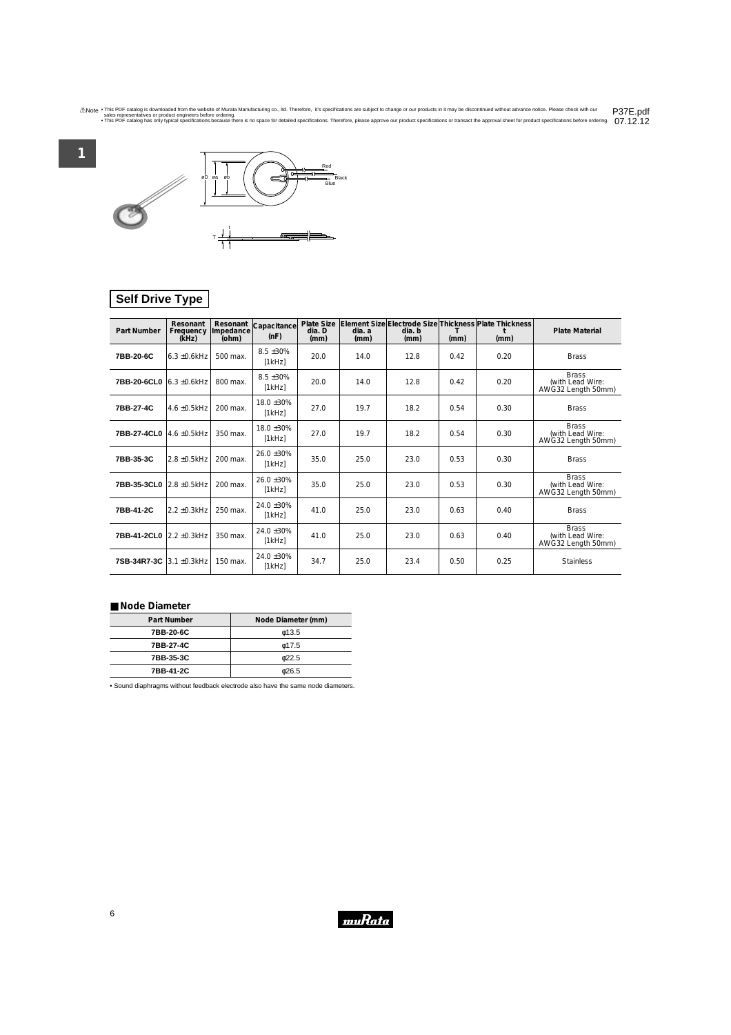⚠Note • This PDF catalog is downloaded from the website of Murata Manufacturing co., ltd. Therefore, it's specifications are subject to change or our products in it may be discontinued without advance notice. Please check with our sales representatives or product engineers before ordering.
• This PDF catalog has only typical specifications because there is no space for detailed specifications. Therefore, please approve our product specifications or transact the approval sheet for product specifications before ordering.

P37E.pdf
07.12.12

1

## Self Drive Type

| Part Number | Resonant Frequency (kHz) | Resonant Impedance (ohm) | Capacitance (nF) | Plate Size dia. D (mm) | Element Size dia. a (mm) | Electrode Size dia. b (mm) | Thickness T (mm) | Plate Thickness t (mm) | Plate Material |
|---|---|---|---|---|---|---|---|---|---|
| 7BB-20-6C | 6.3 ±0.6kHz | 500 max. | 8.5 ±30% [1kHz] | 20.0 | 14.0 | 12.8 | 0.42 | 0.20 | Brass |
| 7BB-20-6CL0 | 6.3 ±0.6kHz | 800 max. | 8.5 ±30% [1kHz] | 20.0 | 14.0 | 12.8 | 0.42 | 0.20 | Brass (with Lead Wire: AWG32 Length 50mm) |
| 7BB-27-4C | 4.6 ±0.5kHz | 200 max. | 18.0 ±30% [1kHz] | 27.0 | 19.7 | 18.2 | 0.54 | 0.30 | Brass |
| 7BB-27-4CL0 | 4.6 ±0.5kHz | 350 max. | 18.0 ±30% [1kHz] | 27.0 | 19.7 | 18.2 | 0.54 | 0.30 | Brass (with Lead Wire: AWG32 Length 50mm) |
| 7BB-35-3C | 2.8 ±0.5kHz | 200 max. | 26.0 ±30% [1kHz] | 35.0 | 25.0 | 23.0 | 0.53 | 0.30 | Brass |
| 7BB-35-3CL0 | 2.8 ±0.5kHz | 200 max. | 26.0 ±30% [1kHz] | 35.0 | 25.0 | 23.0 | 0.53 | 0.30 | Brass (with Lead Wire: AWG32 Length 50mm) |
| 7BB-41-2C | 2.2 ±0.3kHz | 250 max. | 24.0 ±30% [1kHz] | 41.0 | 25.0 | 23.0 | 0.63 | 0.40 | Brass |
| 7BB-41-2CL0 | 2.2 ±0.3kHz | 350 max. | 24.0 ±30% [1kHz] | 41.0 | 25.0 | 23.0 | 0.63 | 0.40 | Brass (with Lead Wire: AWG32 Length 50mm) |
| 7SB-34R7-3C | 3.1 ±0.3kHz | 150 max. | 24.0 ±30% [1kHz] | 34.7 | 25.0 | 23.4 | 0.50 | 0.25 | Stainless |

### ■ Node Diameter

| Part Number | Node Diameter (mm) |
|---|---|
| 7BB-20-6C | φ13.5 |
| 7BB-27-4C | φ17.5 |
| 7BB-35-3C | φ22.5 |
| 7BB-41-2C | φ26.5 |

• Sound diaphragms without feedback electrode also have the same node diameters.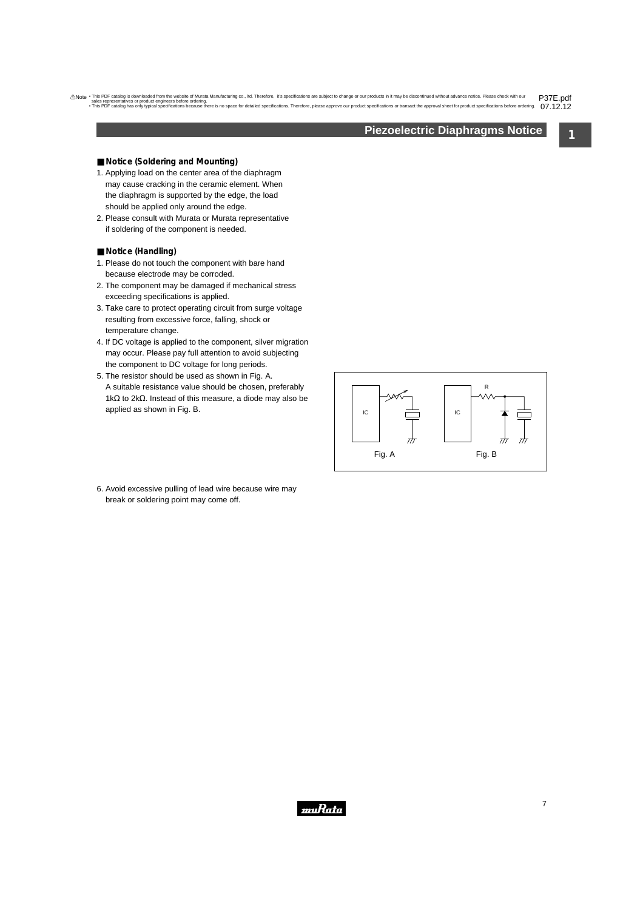## Piezoelectric Diaphragms Notice

### ■ Notice (Soldering and Mounting)

1. Applying load on the center area of the diaphragm may cause cracking in the ceramic element. When the diaphragm is supported by the edge, the load should be applied only around the edge.
2. Please consult with Murata or Murata representative if soldering of the component is needed.

### ■ Notice (Handling)

1. Please do not touch the component with bare hand because electrode may be corroded.
2. The component may be damaged if mechanical stress exceeding specifications is applied.
3. Take care to protect operating circuit from surge voltage resulting from excessive force, falling, shock or temperature change.
4. If DC voltage is applied to the component, silver migration may occur. Please pay full attention to avoid subjecting the component to DC voltage for long periods.
5. The resistor should be used as shown in Fig. A. A suitable resistance value should be chosen, preferably 1kΩ to 2kΩ. Instead of this measure, a diode may also be applied as shown in Fig. B.

IC R IC

Fig. A Fig. B

6. Avoid excessive pulling of lead wire because wire may break or soldering point may come off.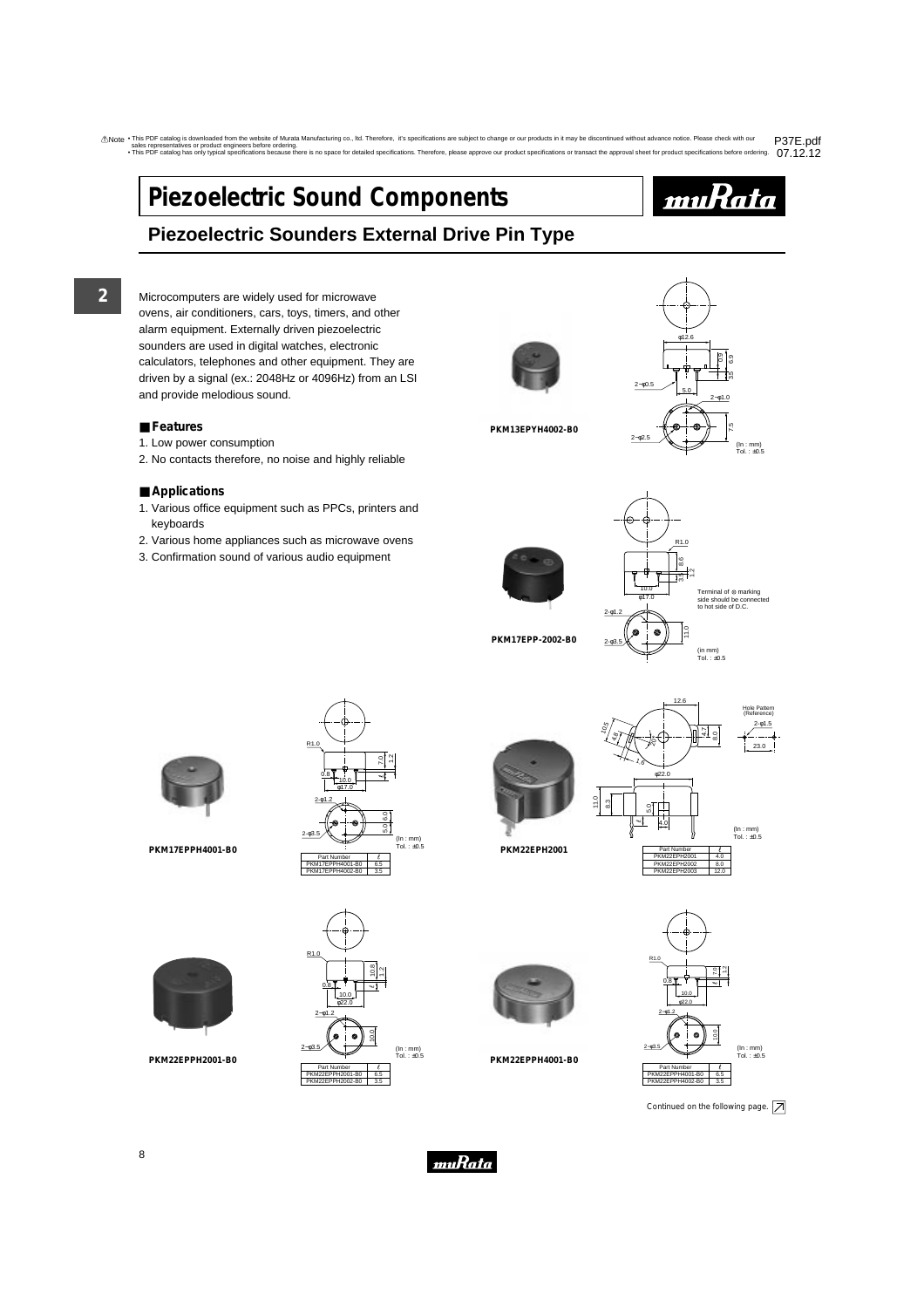# Piezoelectric Sound Components

## Piezoelectric Sounders External Drive Pin Type

Microcomputers are widely used for microwave ovens, air conditioners, cars, toys, timers, and other alarm equipment. Externally driven piezoelectric sounders are used in digital watches, electronic calculators, telephones and other equipment. They are driven by a signal (ex.: 2048Hz or 4096Hz) from an LSI and provide melodious sound.

### ■ Features

1. Low power consumption
2. No contacts therefore, no noise and highly reliable

### ■ Applications

1. Various office equipment such as PPCs, printers and keyboards
2. Various home appliances such as microwave ovens
3. Confirmation sound of various audio equipment

**PKM13EPYH4002-B0**

(In : mm)
Tol. : ±0.5

**PKM17EPP-2002-B0**

Terminal of ⊕ marking side should be connected to hot side of D.C.

(In mm)
Tol. : ±0.5

**PKM17EPPH4001-B0**

(In : mm)
Tol. : ±0.5

| Part Number | ℓ |
|---|---|
| PKM17EPPH4001-B0 | 6.5 |
| PKM17EPPH4002-B0 | 3.5 |

**PKM22EPH2001**

Hole Pattern (Reference)

(In : mm)
Tol. : ±0.5

| Part Number | ℓ |
|---|---|
| PKM22EPH2001 | 4.0 |
| PKM22EPH2002 | 8.0 |
| PKM22EPH2003 | 12.0 |

**PKM22EPPH2001-B0**

(In : mm)
Tol. : ±0.5

| Part Number | ℓ |
|---|---|
| PKM22EPPH2001-B0 | 6.5 |
| PKM22EPPH2002-B0 | 3.5 |

**PKM22EPPH4001-B0**

(In : mm)
Tol. : ±0.5

| Part Number | ℓ |
|---|---|
| PKM22EPPH4001-B0 | 6.5 |
| PKM22EPPH4002-B0 | 3.5 |

Continued on the following page.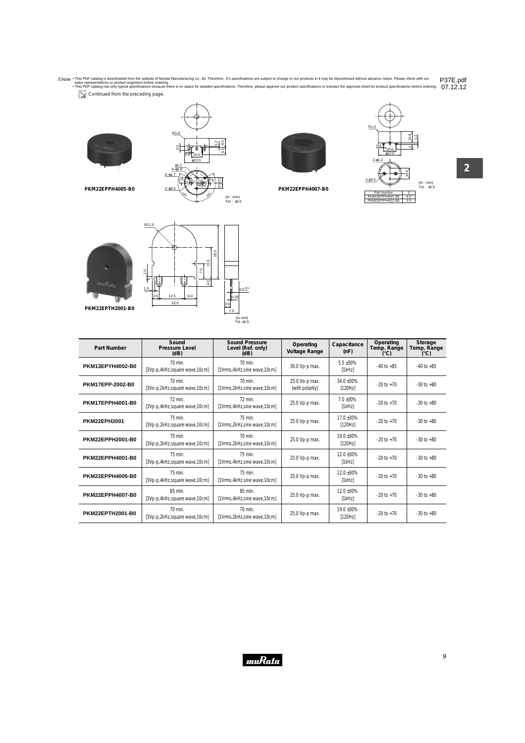⚠Note • This PDF catalog is downloaded from the website of Murata Manufacturing co., ltd. Therefore, it's specifications are subject to change or our products in it may be discontinued without advance notice. Please check with our sales representatives or product engineers before ordering.
• This PDF catalog has only typical specifications because there is no space for detailed specifications. Therefore, please approve our product specifications or transact the approval sheet for product specifications before ordering.

P37E.pdf
07.12.12

Continued from the preceding page.

PKM22EPPH4005-B0

(In : mm)
Tol. : ±0.5

PKM22EPPH4007-B0

(In : mm)
Tol. : ±0.5

| Part Number | ℓ |
|---|---|
| PKM22EPPH4007-B0 | 6.5 |
| PKM22EPPH4012-B0 | 3.5 |

PKM22EPTH2001-B0

(in mm)
Tol.:±0.5

| Part Number | Sound Pressure Level (dB) | Sound Pressure Level (Ref. only) (dB) | Operating Voltage Range | Capacitance (nF) | Operating Temp. Range (°C) | Storage Temp. Range (°C) |
|---|---|---|---|---|---|---|
| PKM13EPYH4002-B0 | 70 min. [3Vp-p,4kHz,square wave,10cm] | 70 min. [1Vrms,4kHz,sine wave,10cm] | 30.0 Vp-p max. | 5.5 ±30% [1kHz] | -40 to +85 | -40 to +85 |
| PKM17EPP-2002-B0 | 70 min. [3Vo-p,2kHz,square wave,10cm] | 70 min. [1Vrms,2kHz,sine wave,10cm] | 25.0 Vo-p max. [with polarity] | 34.0 ±30% [120Hz] | -20 to +70 | -30 to +80 |
| PKM17EPPH4001-B0 | 72 min. [3Vp-p,4kHz,square wave,10cm] | 72 min. [1Vrms,4kHz,sine wave,10cm] | 25.0 Vp-p max. | 7.0 ±30% [1kHz] | -20 to +70 | -30 to +80 |
| PKM22EPH2001 | 75 min. [3Vp-p,2kHz,square wave,10cm] | 75 min. [1Vrms,2kHz,sine wave,10cm] | 25.0 Vp-p max. | 17.0 ±30% [120Hz] | -20 to +70 | -30 to +80 |
| PKM22EPPH2001-B0 | 70 min. [3Vp-p,2kHz,square wave,10cm] | 70 min. [1Vrms,2kHz,sine wave,10cm] | 25.0 Vp-p max. | 19.0 ±30% [120Hz] | -20 to +70 | -30 to +80 |
| PKM22EPPH4001-B0 | 75 min. [3Vp-p,4kHz,square wave,10cm] | 75 min. [1Vrms,4kHz,sine wave,10cm] | 25.0 Vp-p max. | 12.0 ±30% [1kHz] | -20 to +70 | -30 to +80 |
| PKM22EPPH4005-B0 | 75 min. [3Vp-p,4kHz,square wave,10cm] | 75 min. [1Vrms,4kHz,sine wave,10cm] | 25.0 Vp-p max. | 12.0 ±30% [1kHz] | -20 to +70 | -30 to +80 |
| PKM22EPPH4007-B0 | 85 min. [3Vp-p,4kHz,square wave,10cm] | 85 min. [1Vrms,4kHz,sine wave,10cm] | 25.0 Vp-p max. | 12.0 ±30% [1kHz] | -20 to +70 | -30 to +80 |
| PKM22EPTH2001-B0 | 70 min. [3Vp-p,2kHz,square wave,10cm] | 70 min. [1Vrms,2kHz,sine wave,10cm] | 25.0 Vp-p max. | 19.0 ±30% [120Hz] | -20 to +70 | -30 to +80 |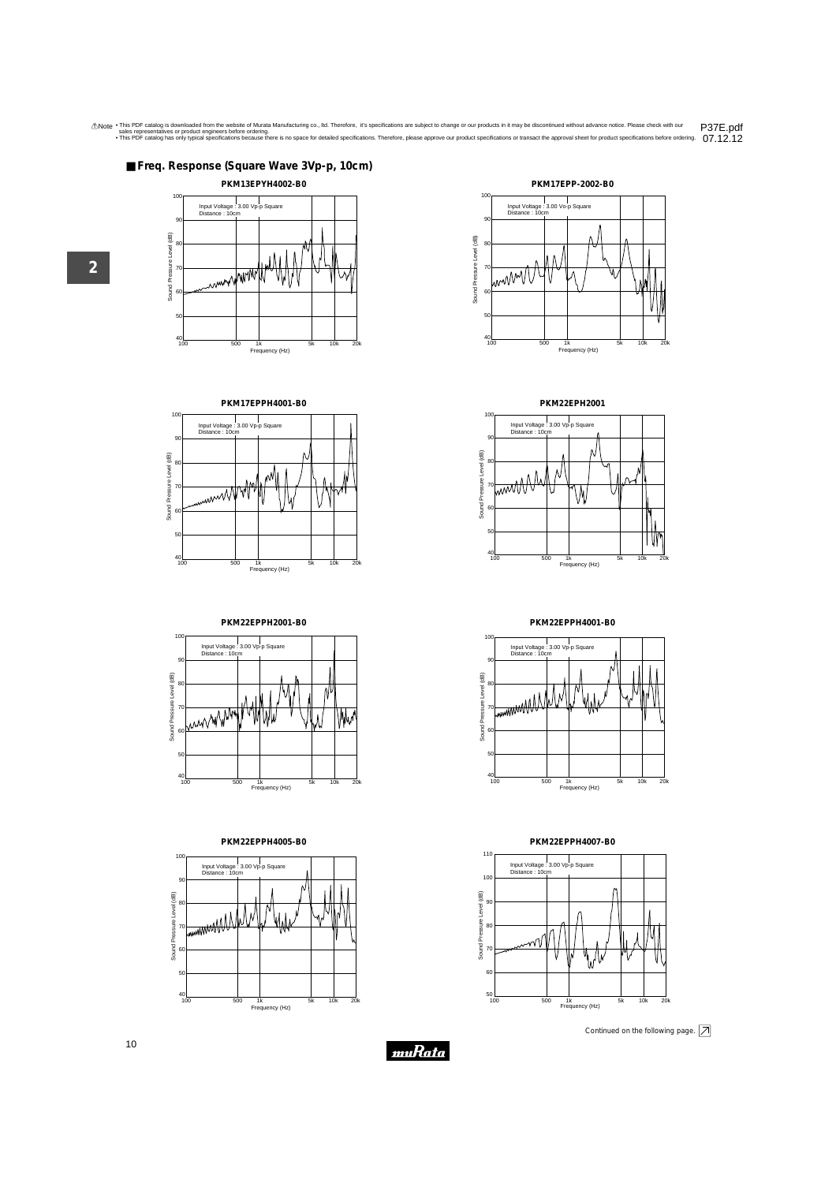## ■ Freq. Response (Square Wave 3Vp-p, 10cm)

**PKM13EPYH4002-B0**

Input Voltage : 3.00 Vp-p Square
Distance : 10cm

Sound Pressure Level (dB)
Frequency (Hz)

**PKM17EPP-2002-B0**

Input Voltage : 3.00 Vp-p Square
Distance : 10cm

Sound Pressure Level (dB)
Frequency (Hz)

**PKM17EPPH4001-B0**

Input Voltage : 3.00 Vp-p Square
Distance : 10cm

Sound Pressure Level (dB)
Frequency (Hz)

**PKM22EPH2001**

Input Voltage : 3.00 Vp-p Square
Distance : 10cm

Sound Pressure Level (dB)
Frequency (Hz)

**PKM22EPPH2001-B0**

Input Voltage : 3.00 Vp-p Square
Distance : 10cm

Sound Pressure Level (dB)
Frequency (Hz)

**PKM22EPPH4001-B0**

Input Voltage : 3.00 Vp-p Square
Distance : 10cm

Sound Pressure Level (dB)
Frequency (Hz)

**PKM22EPPH4005-B0**

Input Voltage : 3.00 Vp-p Square
Distance : 10cm

Sound Pressure Level (dB)
Frequency (Hz)

**PKM22EPPH4007-B0**

Input Voltage : 3.00 Vp-p Square
Distance : 10cm

Sound Pressure Level (dB)
Frequency (Hz)

Continued on the following page.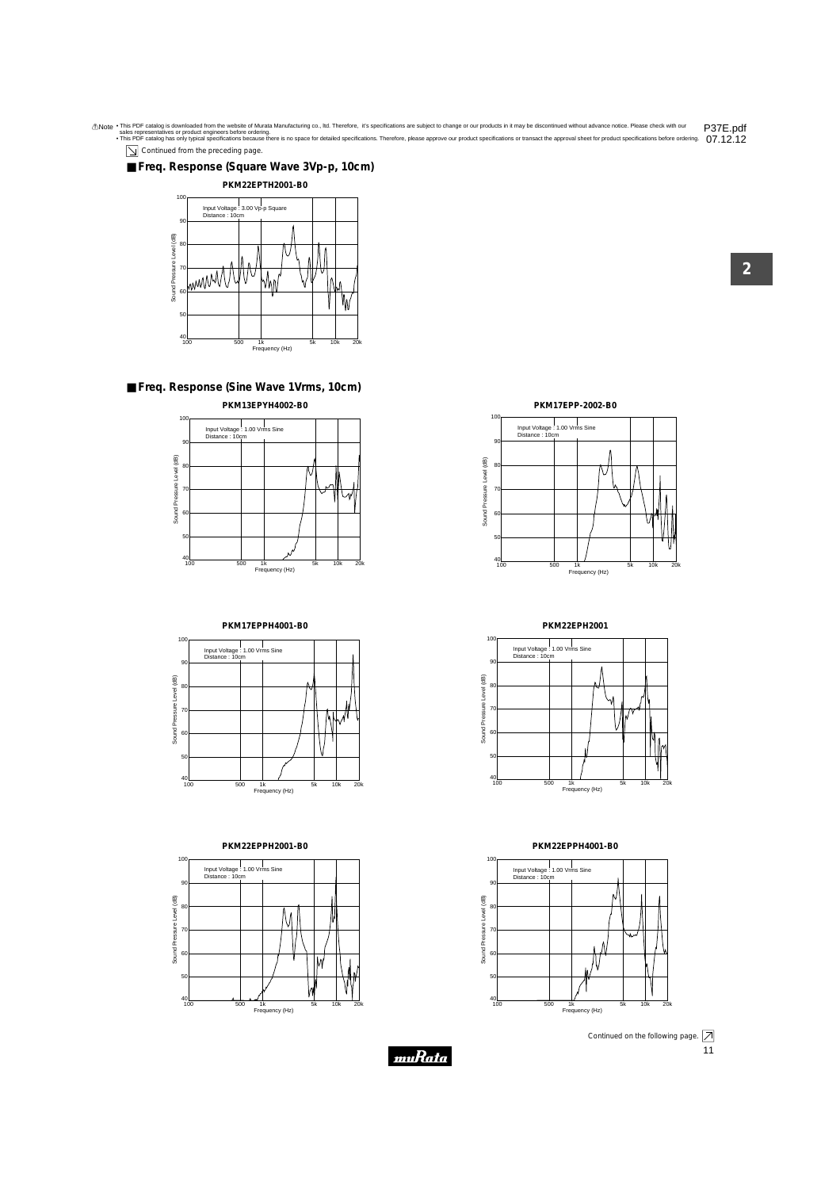⚠Note • This PDF catalog is downloaded from the website of Murata Manufacturing co., ltd. Therefore, it's specifications are subject to change or our products in it may be discontinued without advance notice. Please check with our sales representatives or product engineers before ordering.
• This PDF catalog has only typical specifications because there is no space for detailed specifications. Therefore, please approve our product specifications or transact the approval sheet for product specifications before ordering.

Continued from the preceding page.

## Freq. Response (Square Wave 3Vp-p, 10cm)

**PKM22EPTH2001-B0**

Input Voltage : 3.00 Vp-p Square
Distance : 10cm

## Freq. Response (Sine Wave 1Vrms, 10cm)

**PKM13EPYH4002-B0**

Input Voltage : 1.00 Vrms Sine
Distance : 10cm

**PKM17EPP-2002-B0**

Input Voltage : 1.00 Vrms Sine
Distance : 10cm

**PKM17EPPH4001-B0**

Input Voltage : 1.00 Vrms Sine
Distance : 10cm

**PKM22EPH2001**

Input Voltage : 1.00 Vrms Sine
Distance : 10cm

**PKM22EPPH2001-B0**

Input Voltage : 1.00 Vrms Sine
Distance : 10cm

**PKM22EPPH4001-B0**

Input Voltage : 1.00 Vrms Sine
Distance : 10cm

Continued on the following page.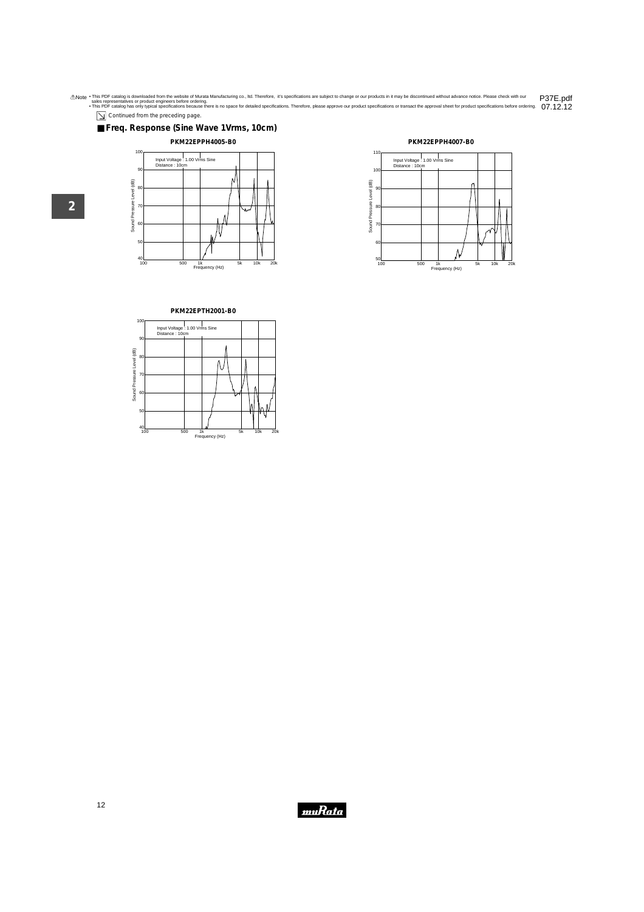Continued from the preceding page.

## Freq. Response (Sine Wave 1Vrms, 10cm)

**PKM22EPPH4005-B0**

Input Voltage : 1.00 Vrms Sine
Distance : 10cm

Sound Pressure Level (dB)

Frequency (Hz)

**PKM22EPPH4007-B0**

Input Voltage : 1.00 Vrms Sine
Distance : 10cm

Sound Pressure Level (dB)

Frequency (Hz)

**PKM22EPTH2001-B0**

Input Voltage : 1.00 Vrms Sine
Distance : 10cm

Sound Pressure Level (dB)

Frequency (Hz)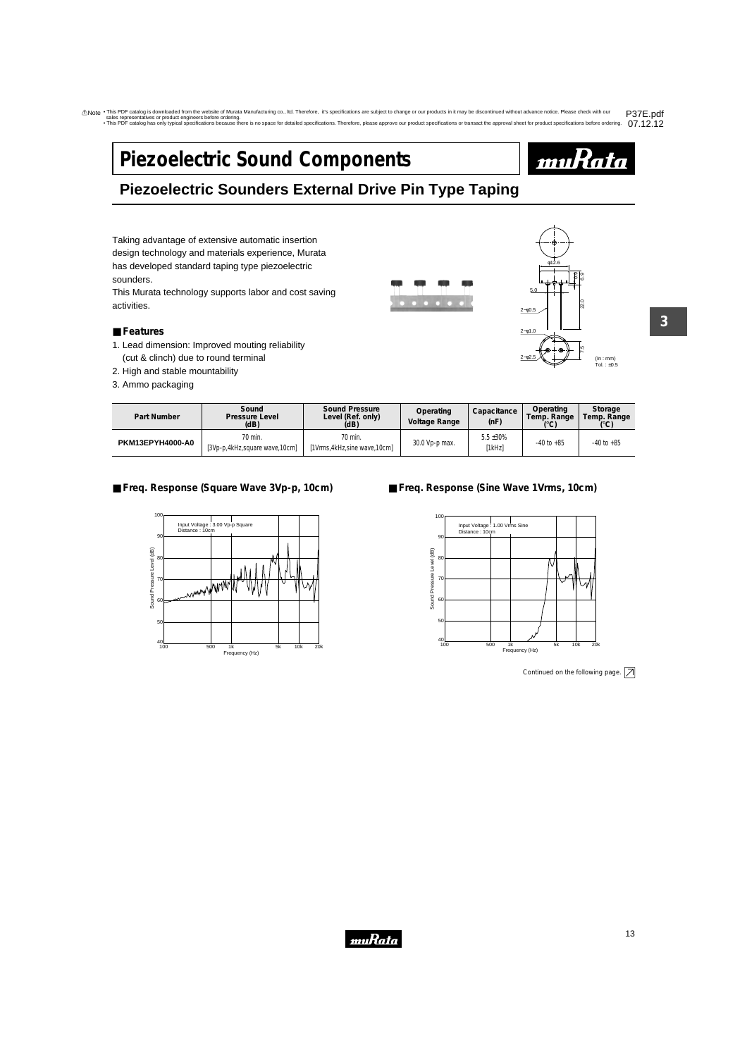⚠Note • This PDF catalog is downloaded from the website of Murata Manufacturing co., ltd. Therefore, it's specifications are subject to change or our products in it may be discontinued without advance notice. Please check with our sales representatives or product engineers before ordering.
• This PDF catalog has only typical specifications because there is no space for detailed specifications. Therefore, please approve our product specifications or transact the approval sheet for product specifications before ordering.

P37E.pdf 07.12.12

# Piezoelectric Sound Components

## Piezoelectric Sounders External Drive Pin Type Taping

Taking advantage of extensive automatic insertion design technology and materials experience, Murata has developed standard taping type piezoelectric sounders.
This Murata technology supports labor and cost saving activities.

### Features

1. Lead dimension: Improved mouting reliability (cut & clinch) due to round terminal
2. High and stable mountability
3. Ammo packaging

φ12.6, 5.0, 0.5, 6.9, 2-φ0.5, 22.0, 2-φ1.0, 7.5, 2-φ2.5

(in : mm)
Tol. : ±0.5

| Part Number | Sound Pressure Level (dB) | Sound Pressure Level (Ref. only) (dB) | Operating Voltage Range | Capacitance (nF) | Operating Temp. Range (°C) | Storage Temp. Range (°C) |
|---|---|---|---|---|---|---|
| PKM13EPYH4000-A0 | 70 min. [3Vp-p,4kHz,square wave,10cm] | 70 min. [1Vrms,4kHz,sine wave,10cm] | 30.0 Vp-p max. | 5.5 ±30% [1kHz] | -40 to +85 | -40 to +85 |

### Freq. Response (Square Wave 3Vp-p, 10cm)

Input Voltage : 3.00 Vp-p Square
Distance : 10cm

Sound Pressure Level (dB)
Frequency (Hz)

### Freq. Response (Sine Wave 1Vrms, 10cm)

Input Voltage : 1.00 Vrms Sine
Distance : 10cm

Sound Pressure Level (dB)
Frequency (Hz)

Continued on the following page.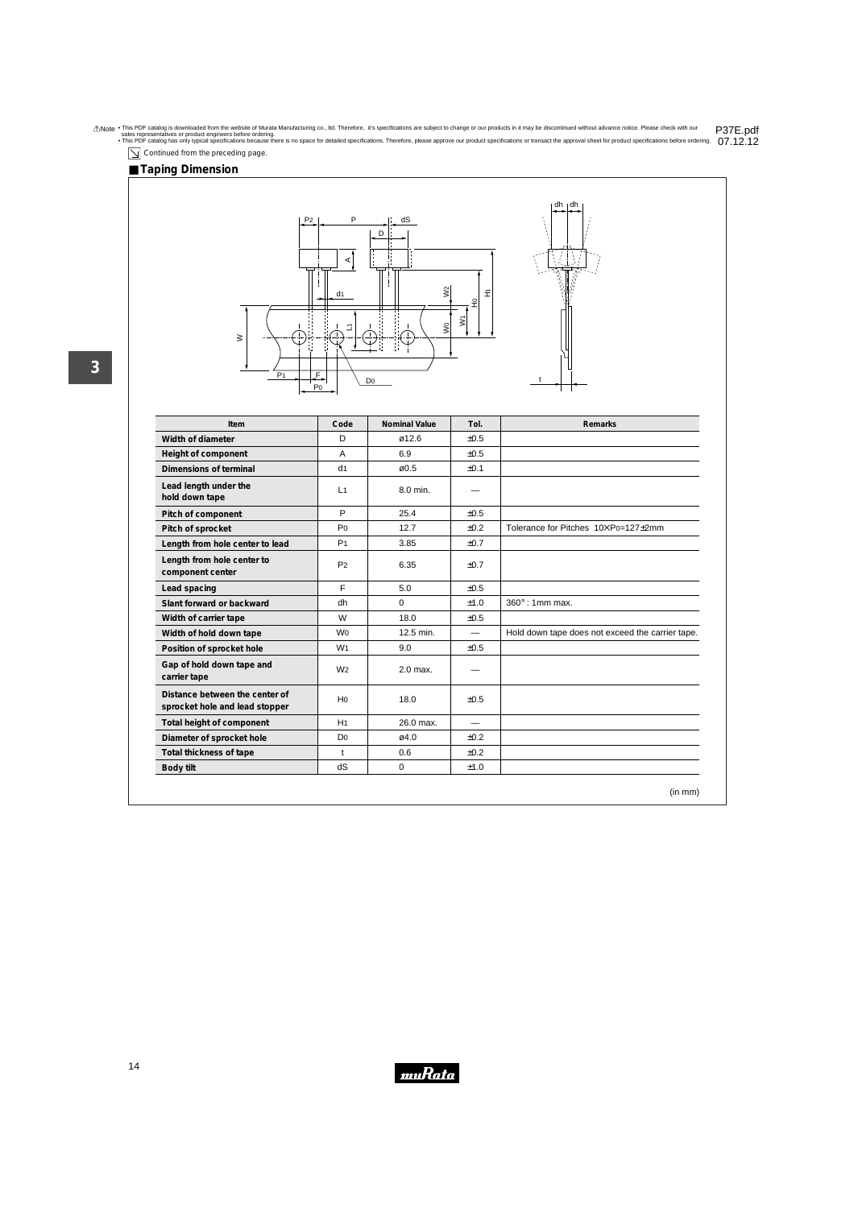Continued from the preceding page.

## Taping Dimension

| Item | Code | Nominal Value | Tol. | Remarks |
|---|---|---|---|---|
| Width of diameter | D | ø12.6 | ±0.5 | |
| Height of component | A | 6.9 | ±0.5 | |
| Dimensions of terminal | $d_1$ | ø0.5 | ±0.1 | |
| Lead length under the hold down tape | $L_1$ | 8.0 min. | — | |
| Pitch of component | P | 25.4 | ±0.5 | |
| Pitch of sprocket | $P_0$ | 12.7 | ±0.2 | Tolerance for Pitches $10 \times P_0 = 127 \pm 2$mm |
| Length from hole center to lead | $P_1$ | 3.85 | ±0.7 | |
| Length from hole center to component center | $P_2$ | 6.35 | ±0.7 | |
| Lead spacing | F | 5.0 | ±0.5 | |
| Slant forward or backward | dh | 0 | ±1.0 | 360° : 1mm max. |
| Width of carrier tape | W | 18.0 | ±0.5 | |
| Width of hold down tape | $W_0$ | 12.5 min. | — | Hold down tape does not exceed the carrier tape. |
| Position of sprocket hole | $W_1$ | 9.0 | ±0.5 | |
| Gap of hold down tape and carrier tape | $W_2$ | 2.0 max. | — | |
| Distance between the center of sprocket hole and lead stopper | $H_0$ | 18.0 | ±0.5 | |
| Total height of component | $H_1$ | 26.0 max. | — | |
| Diameter of sprocket hole | $D_0$ | ø4.0 | ±0.2 | |
| Total thickness of tape | t | 0.6 | ±0.2 | |
| Body tilt | dS | 0 | ±1.0 | |

(in mm)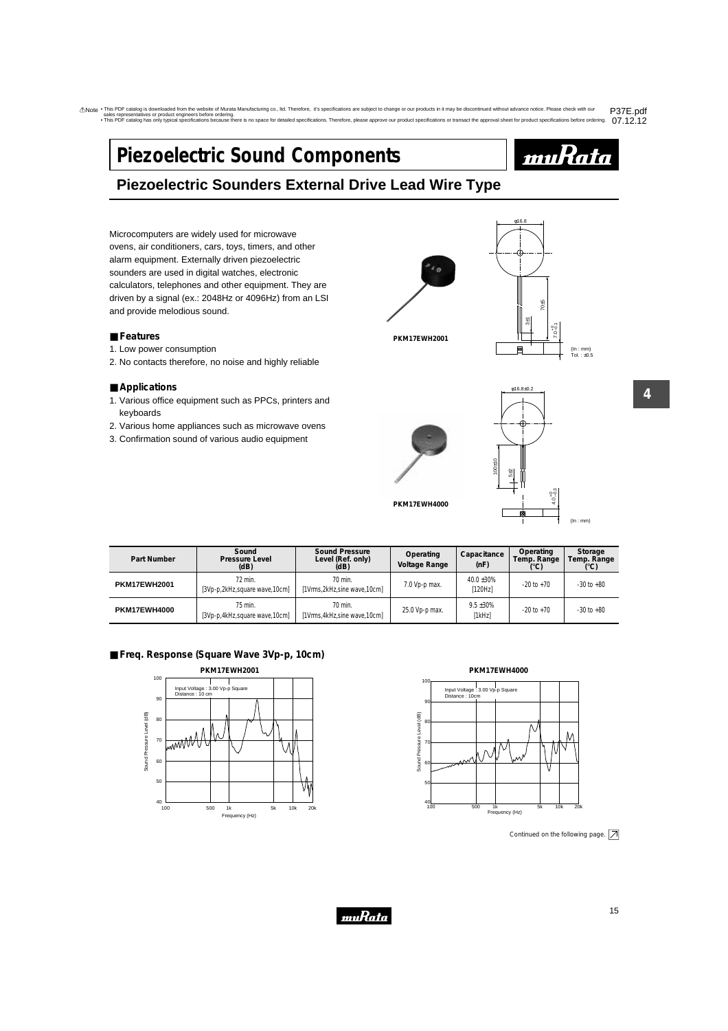Note • This PDF catalog is downloaded from the website of Murata Manufacturing co., ltd. Therefore, it's specifications are subject to change or our products in it may be discontinued without advance notice. Please check with our sales representatives or product engineers before ordering.
• This PDF catalog has only typical specifications because there is no space for detailed specifications. Therefore, please approve our product specifications or transact the approval sheet for product specifications before ordering.

P37E.pdf 07.12.12

# Piezoelectric Sound Components

## Piezoelectric Sounders External Drive Lead Wire Type

Microcomputers are widely used for microwave ovens, air conditioners, cars, toys, timers, and other alarm equipment. Externally driven piezoelectric sounders are used in digital watches, electronic calculators, telephones and other equipment. They are driven by a signal (ex.: 2048Hz or 4096Hz) from an LSI and provide melodious sound.

### ■ Features

1. Low power consumption
2. No contacts therefore, no noise and highly reliable

### ■ Applications

1. Various office equipment such as PPCs, printers and keyboards
2. Various home appliances such as microwave ovens
3. Confirmation sound of various audio equipment

PKM17EWH2001

φ16.8, 70±5, 3±1, $7.0^{+0}_{-0.3}$ (in : mm) Tol. : ±0.5

PKM17EWH4000

φ16.8±0.2, 100±10, 5±2, $4.0^{+0}_{-0.3}$ (in : mm)

| Part Number | Sound Pressure Level (dB) | Sound Pressure Level (Ref. only) (dB) | Operating Voltage Range | Capacitance (nF) | Operating Temp. Range (°C) | Storage Temp. Range (°C) |
|---|---|---|---|---|---|---|
| PKM17EWH2001 | 72 min. [3Vp-p,2kHz,square wave,10cm] | 70 min. [1Vrms,2kHz,sine wave,10cm] | 7.0 Vp-p max. | 40.0 ±30% [120Hz] | -20 to +70 | -30 to +80 |
| PKM17EWH4000 | 75 min. [3Vp-p,4kHz,square wave,10cm] | 70 min. [1Vrms,4kHz,sine wave,10cm] | 25.0 Vp-p max. | 9.5 ±30% [1kHz] | -20 to +70 | -30 to +80 |

### ■ Freq. Response (Square Wave 3Vp-p, 10cm)

PKM17EWH2001

Input Voltage : 3.00 Vp-p Square
Distance : 10 cm

Sound Pressure Level (dB) / Frequency (Hz)

PKM17EWH4000

Input Voltage : 3.00 Vp-p Square
Distance : 10cm

Sound Pressure Level (dB) / Frequency (Hz)

Continued on the following page.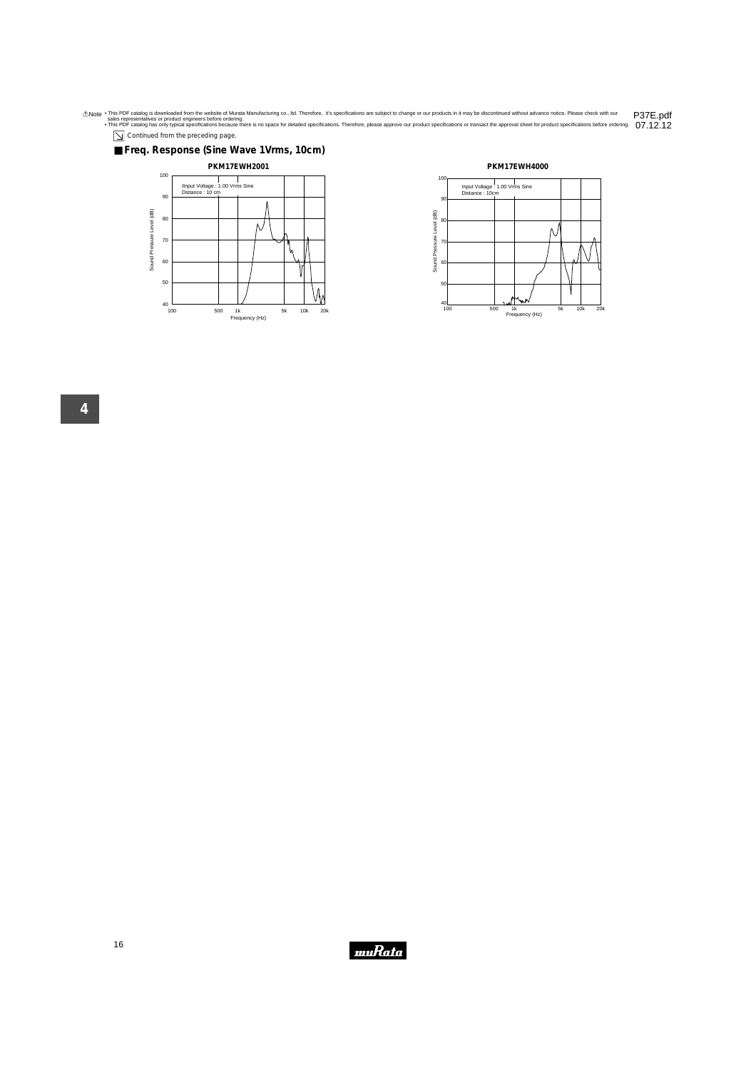Continued from the preceding page.

## Freq. Response (Sine Wave 1Vrms, 10cm)

**PKM17EWH2001**

IInput Voltage : 1.00 Vrms Sine
Distance : 10 cm

Sound Pressure Level (dB)

Frequency (Hz)

**PKM17EWH4000**

Input Voltage : 1.00 Vrms Sine
Distance : 10cm

Sound Pressure Level (dB)

Frequency (Hz)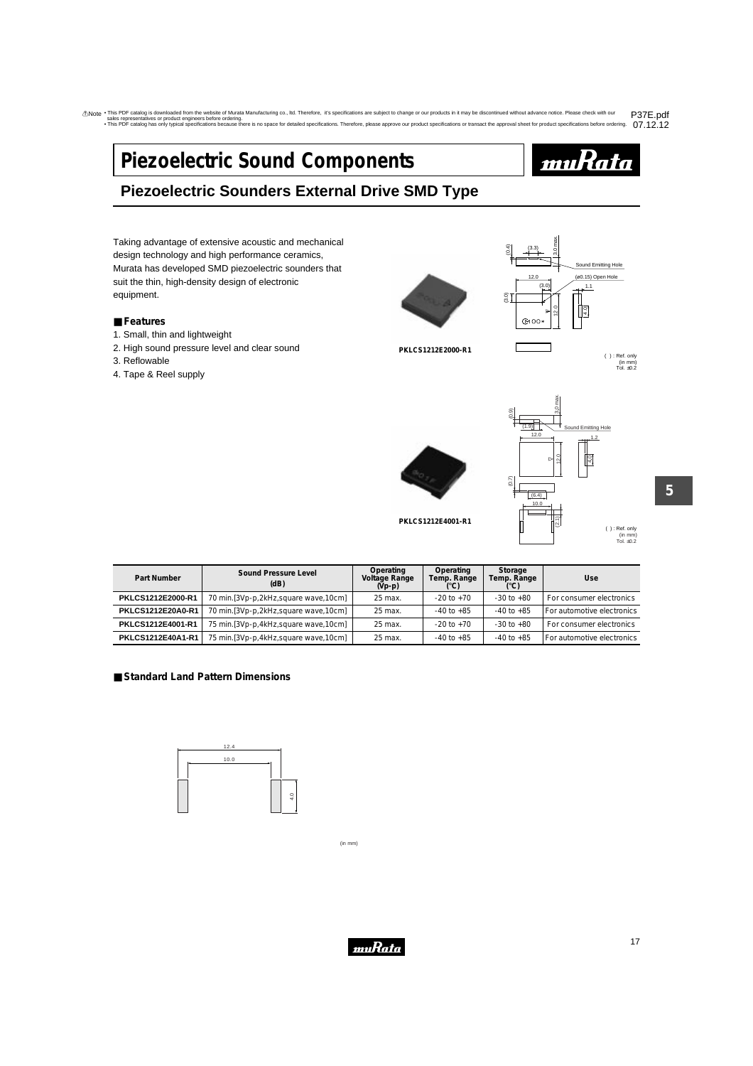# Piezoelectric Sound Components

## Piezoelectric Sounders External Drive SMD Type

Taking advantage of extensive acoustic and mechanical design technology and high performance ceramics, Murata has developed SMD piezoelectric sounders that suit the thin, high-density design of electronic equipment.

### Features

1. Small, thin and lightweight
2. High sound pressure level and clear sound
3. Reflowable
4. Tape & Reel supply

PKLCS1212E2000-R1

( ) : Ref. only (in mm) Tol. ±0.2

PKLCS1212E4001-R1

( ) : Ref. only (in mm) Tol. ±0.2

| Part Number | Sound Pressure Level (dB) | Operating Voltage Range (Vp-p) | Operating Temp. Range (°C) | Storage Temp. Range (°C) | Use |
|---|---|---|---|---|---|
| PKLCS1212E2000-R1 | 70 min.[3Vp-p,2kHz,square wave,10cm] | 25 max. | -20 to +70 | -30 to +80 | For consumer electronics |
| PKLCS1212E20A0-R1 | 70 min.[3Vp-p,2kHz,square wave,10cm] | 25 max. | -40 to +85 | -40 to +85 | For automotive electronics |
| PKLCS1212E4001-R1 | 75 min.[3Vp-p,4kHz,square wave,10cm] | 25 max. | -20 to +70 | -30 to +80 | For consumer electronics |
| PKLCS1212E40A1-R1 | 75 min.[3Vp-p,4kHz,square wave,10cm] | 25 max. | -40 to +85 | -40 to +85 | For automotive electronics |

### Standard Land Pattern Dimensions

(in mm)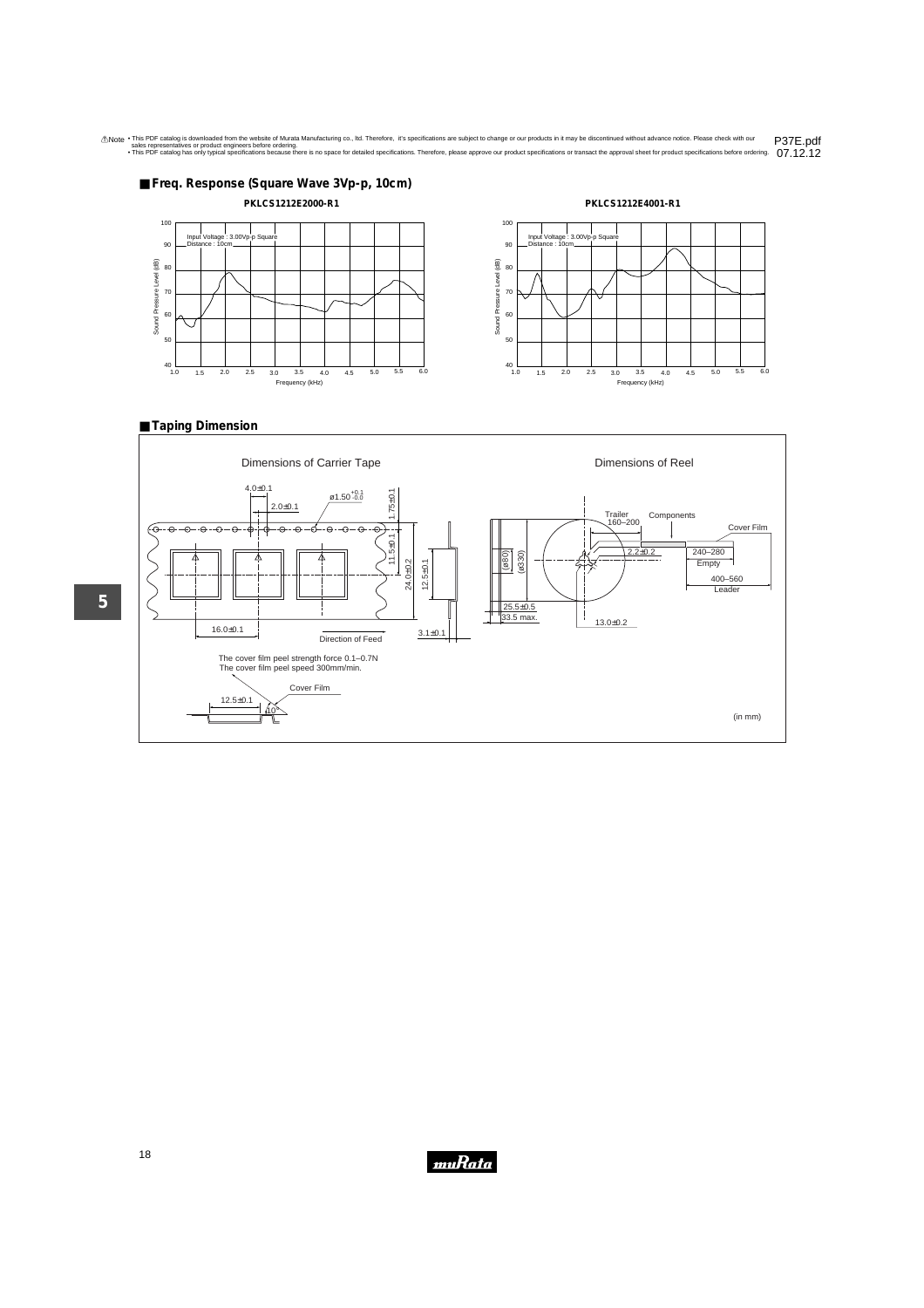■ Freq. Response (Square Wave 3Vp-p, 10cm)

PKLCS1212E2000-R1

Input Voltage : 3.00Vp-p Square
Distance : 10cm

Sound Pressure Level (dB)

Frequency (kHz)

PKLCS1212E4001-R1

Input Voltage : 3.00Vp-p Square
Distance : 10cm

Sound Pressure Level (dB)

Frequency (kHz)

■ Taping Dimension

Dimensions of Carrier Tape

4.0±0.1

ø1.50 $^{+0.1}_{-0.0}$

2.0±0.1

1.75±0.1

11.5±0.1

24.0±0.2

12.5±0.1

16.0±0.1

Direction of Feed

3.1±0.1

The cover film peel strength force 0.1–0.7N
The cover film peel speed 300mm/min.

Cover Film

12.5±0.1

10°

Dimensions of Reel

Trailer 160–200

Components

Cover Film

2.2±0.2

240–280 Empty

400–560 Leader

(ø80)

(ø330)

25.5±0.5

33.5 max.

13.0±0.2

(in mm)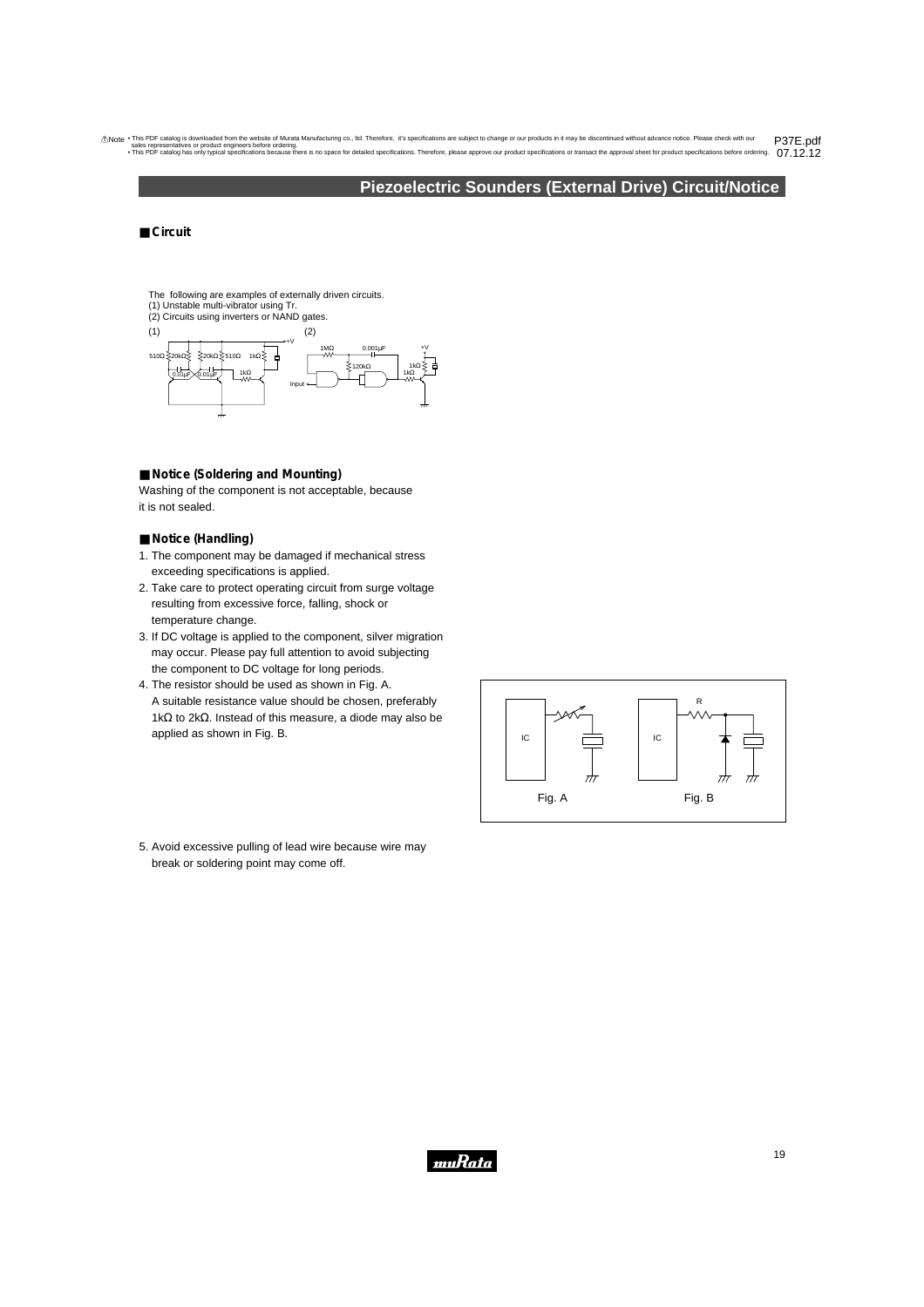# Piezoelectric Sounders (External Drive) Circuit/Notice

## ■ Circuit

The following are examples of externally driven circuits.
(1) Unstable multi-vibrator using Tr.
(2) Circuits using inverters or NAND gates.

(1) (2)

## ■ Notice (Soldering and Mounting)

Washing of the component is not acceptable, because it is not sealed.

## ■ Notice (Handling)

1. The component may be damaged if mechanical stress exceeding specifications is applied.
2. Take care to protect operating circuit from surge voltage resulting from excessive force, falling, shock or temperature change.
3. If DC voltage is applied to the component, silver migration may occur. Please pay full attention to avoid subjecting the component to DC voltage for long periods.
4. The resistor should be used as shown in Fig. A. A suitable resistance value should be chosen, preferably 1kΩ to 2kΩ. Instead of this measure, a diode may also be applied as shown in Fig. B.

Fig. A Fig. B

5. Avoid excessive pulling of lead wire because wire may break or soldering point may come off.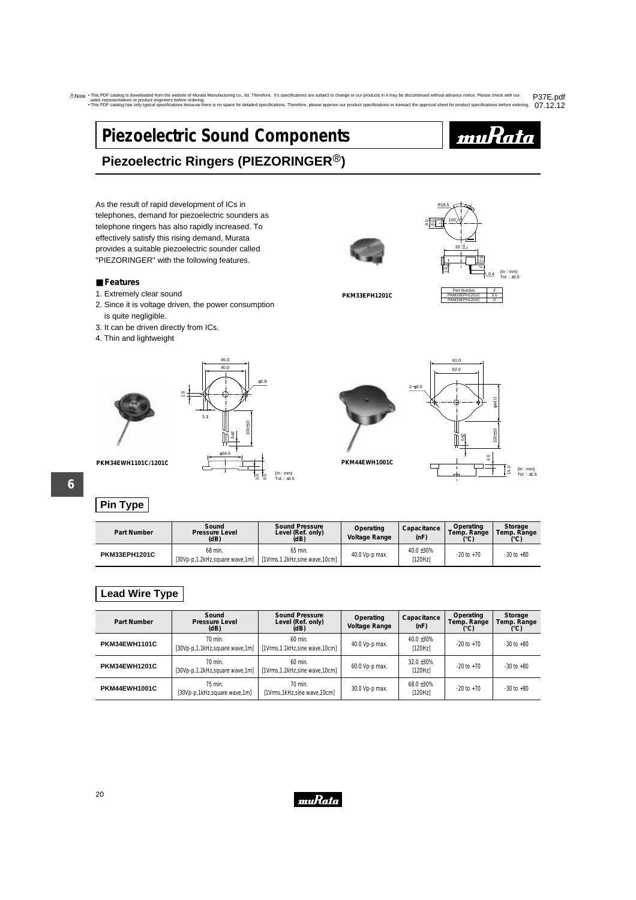# Piezoelectric Sound Components

## Piezoelectric Ringers (PIEZORINGER®)

As the result of rapid development of ICs in telephones, demand for piezoelectric sounders as telephone ringers has also rapidly increased. To effectively satisfy this rising demand, Murata provides a suitable piezoelectric sounder called "PIEZORINGER" with the following features.

### Features

1. Extremely clear sound
2. Since it is voltage driven, the power consumption is quite negligible.
3. It can be driven directly from ICs.
4. Thin and lightweight

PKM33EPH1201C

| Part Number | ℓ |
|---|---|
| PKM33EPH1201C | 5.0 |
| PKM33EPH1202C | 0 |

(in : mm)
Tol. : ±0.5

PKM34EWH1101C/1201C

(in : mm)
Tol. : ±0.5

PKM44EWH1001C

(in : mm)
Tol. : ±0.5

## Pin Type

| Part Number | Sound Pressure Level (dB) | Sound Pressure Level (Ref. only) (dB) | Operating Voltage Range | Capacitance (nF) | Operating Temp. Range (°C) | Storage Temp. Range (°C) |
|---|---|---|---|---|---|---|
| PKM33EPH1201C | 68 min. [30Vp-p,1.2kHz,square wave,1m] | 65 min. [1Vrms,1.2kHz,sine wave,10cm] | 40.0 Vp-p max. | 40.0 ±30% [120Hz] | -20 to +70 | -30 to +80 |

## Lead Wire Type

| Part Number | Sound Pressure Level (dB) | Sound Pressure Level (Ref. only) (dB) | Operating Voltage Range | Capacitance (nF) | Operating Temp. Range (°C) | Storage Temp. Range (°C) |
|---|---|---|---|---|---|---|
| PKM34EWH1101C | 70 min. [30Vp-p,1.1kHz,square wave,1m] | 60 min. [1Vrms,1.1kHz,sine wave,10cm] | 40.0 Vp-p max. | 40.0 ±30% [120Hz] | -20 to +70 | -30 to +80 |
| PKM34EWH1201C | 70 min. [30Vp-p,1.2kHz,square wave,1m] | 60 min. [1Vrms,1.2kHz,sine wave,10cm] | 60.0 Vp-p max. | 32.0 ±30% [120Hz] | -20 to +70 | -30 to +80 |
| PKM44EWH1001C | 75 min. [30Vp-p,1kHz,square wave,1m] | 70 min. [1Vrms,1kHz,sine wave,10cm] | 30.0 Vp-p max. | 68.0 ±30% [120Hz] | -20 to +70 | -30 to +80 |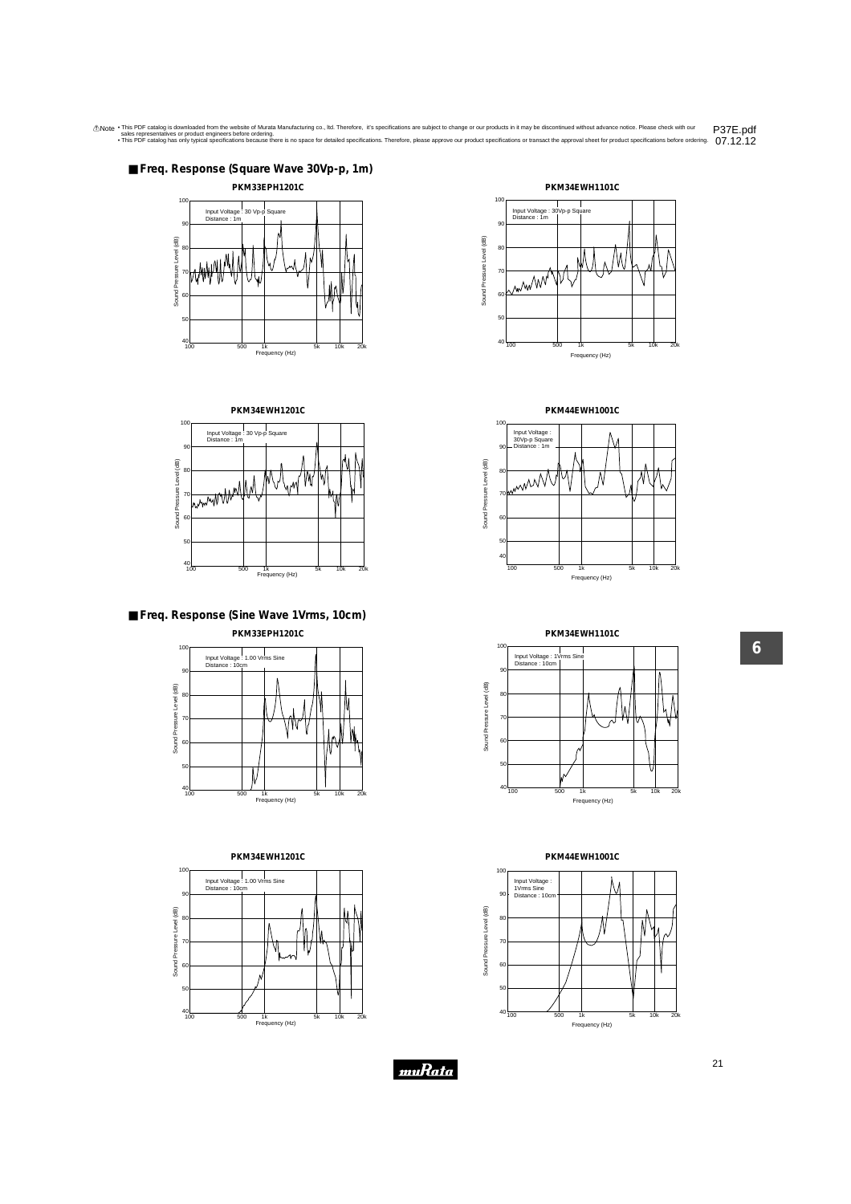## ■ Freq. Response (Square Wave 30Vp-p, 1m)

**PKM33EPH1201C**

Input Voltage : 30 Vp-p Square
Distance : 1m

**PKM34EWH1101C**

Input Voltage : 30Vp-p Square
Distance : 1m

**PKM34EWH1201C**

Input Voltage : 30 Vp-p Square
Distance : 1m

**PKM44EWH1001C**

Input Voltage : 30Vp-p Square
Distance : 1m

## ■ Freq. Response (Sine Wave 1Vrms, 10cm)

**PKM33EPH1201C**

Input Voltage : 1.00 Vrms Sine
Distance : 10cm

**PKM34EWH1101C**

Input Voltage : 1Vrms Sine
Distance : 10cm

**PKM34EWH1201C**

Input Voltage : 1.00 Vrms Sine
Distance : 10cm

**PKM44EWH1001C**

Input Voltage : 1Vrms Sine
Distance : 10cm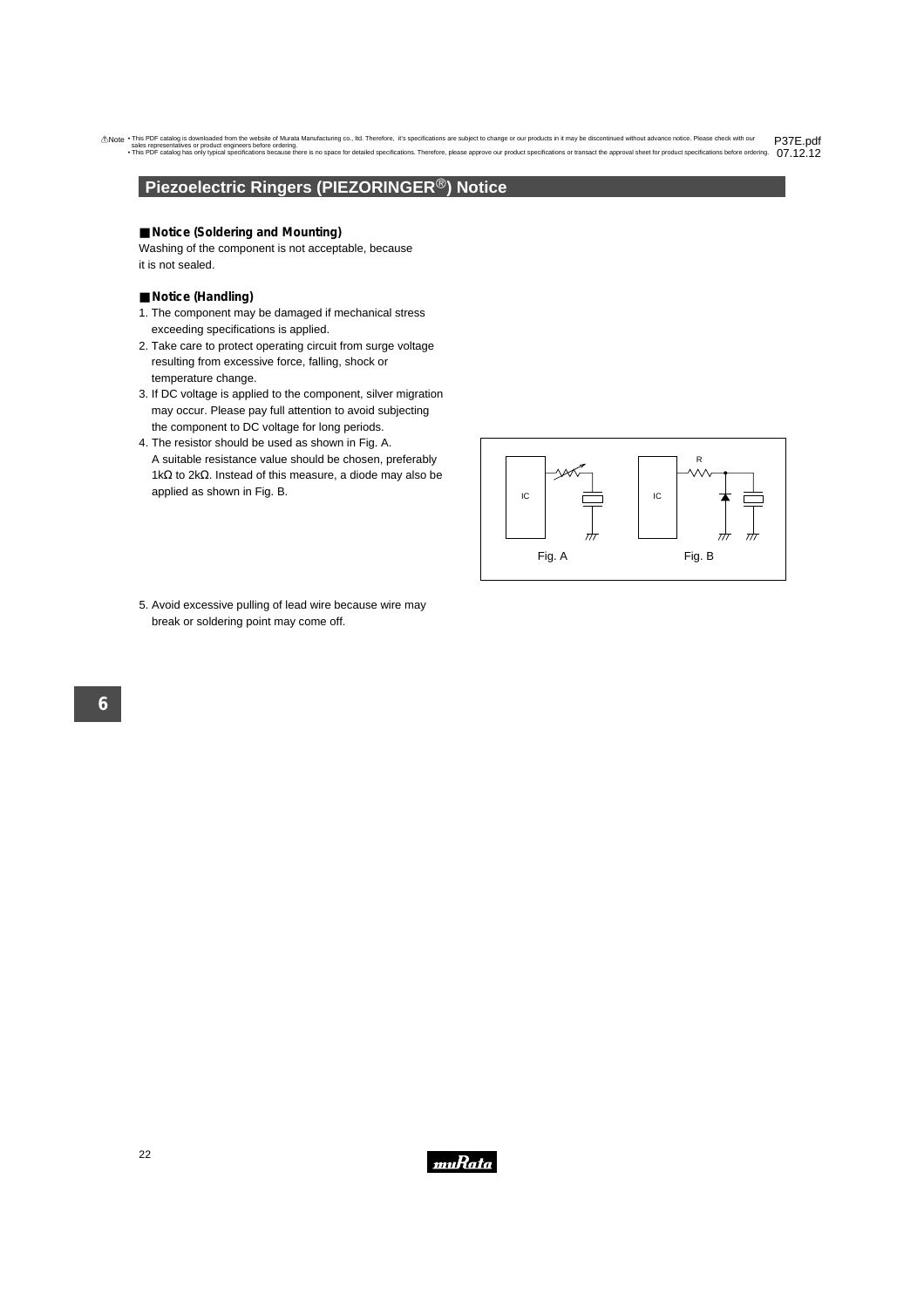# Piezoelectric Ringers (PIEZORINGER®) Notice

## ■ Notice (Soldering and Mounting)

Washing of the component is not acceptable, because it is not sealed.

## ■ Notice (Handling)

1. The component may be damaged if mechanical stress exceeding specifications is applied.
2. Take care to protect operating circuit from surge voltage resulting from excessive force, falling, shock or temperature change.
3. If DC voltage is applied to the component, silver migration may occur. Please pay full attention to avoid subjecting the component to DC voltage for long periods.
4. The resistor should be used as shown in Fig. A. A suitable resistance value should be chosen, preferably 1kΩ to 2kΩ. Instead of this measure, a diode may also be applied as shown in Fig. B.

Fig. A   Fig. B

5. Avoid excessive pulling of lead wire because wire may break or soldering point may come off.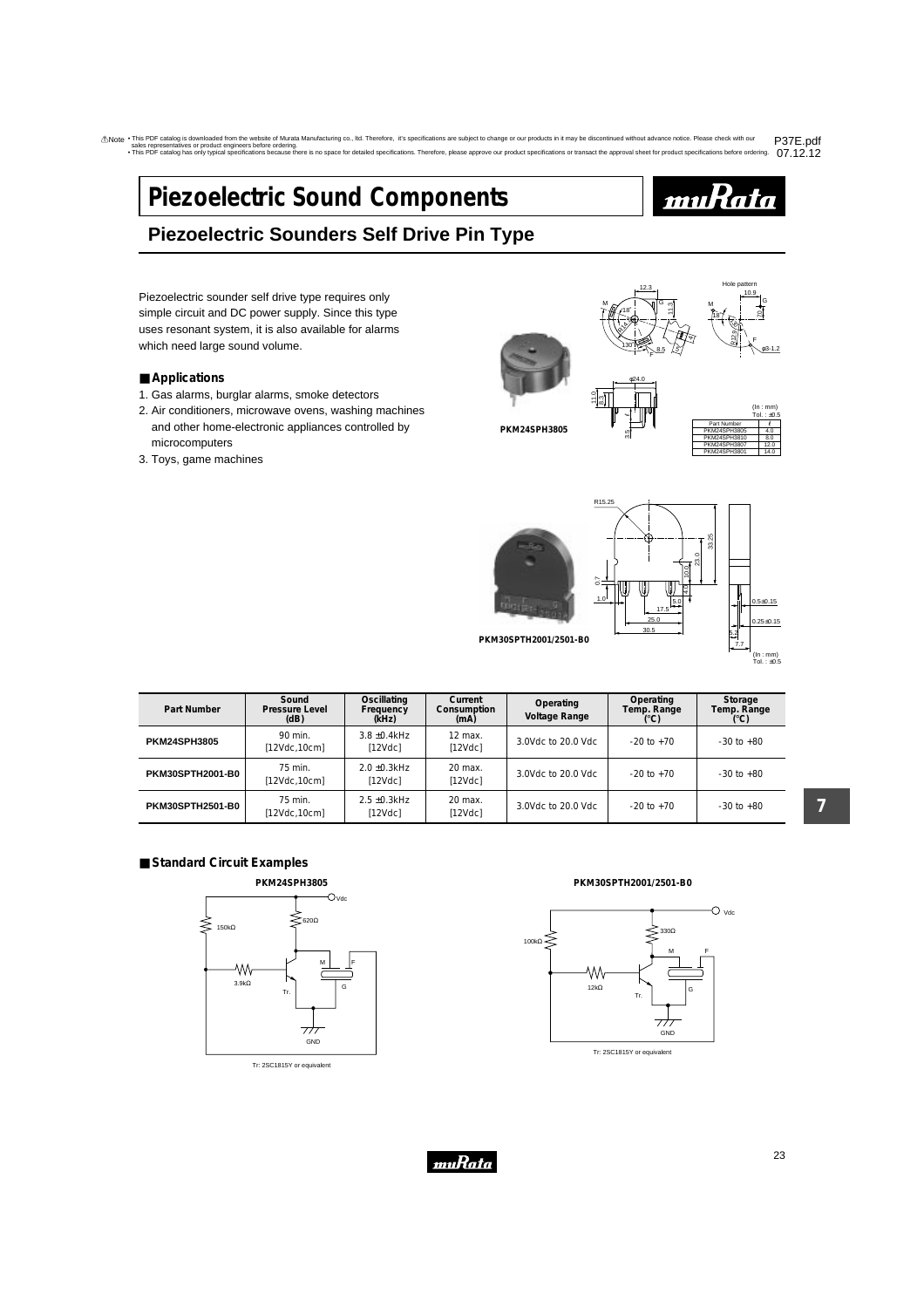⚠Note • This PDF catalog is downloaded from the website of Murata Manufacturing co., ltd. Therefore, it's specifications are subject to change or our products in it may be discontinued without advance notice. Please check with our sales representatives or product engineers before ordering.
• This PDF catalog has only typical specifications because there is no space for detailed specifications. Therefore, please approve our product specifications or transact the approval sheet for product specifications before ordering.

P37E.pdf 07.12.12

# Piezoelectric Sound Components

## Piezoelectric Sounders Self Drive Pin Type

Piezoelectric sounder self drive type requires only simple circuit and DC power supply. Since this type uses resonant system, it is also available for alarms which need large sound volume.

### Applications

1. Gas alarms, burglar alarms, smoke detectors
2. Air conditioners, microwave ovens, washing machines and other home-electronic appliances controlled by microcomputers
3. Toys, game machines

**PKM24SPH3805**

(in : mm) Tol. : ±0.5

| Part Number | ℓ |
|---|---|
| PKM24SPH3805 | 4.0 |
| PKM24SPH3810 | 8.0 |
| PKM24SPH3807 | 12.0 |
| PKM24SPH3801 | 14.0 |

**PKM30SPTH2001/2501-B0**

(in : mm) Tol. : ±0.5

| Part Number | Sound Pressure Level (dB) | Oscillating Frequency (kHz) | Current Consumption (mA) | Operating Voltage Range | Operating Temp. Range (°C) | Storage Temp. Range (°C) |
|---|---|---|---|---|---|---|
| PKM24SPH3805 | 90 min. [12Vdc,10cm] | 3.8 ±0.4kHz [12Vdc] | 12 max. [12Vdc] | 3.0Vdc to 20.0 Vdc | -20 to +70 | -30 to +80 |
| PKM30SPTH2001-B0 | 75 min. [12Vdc,10cm] | 2.0 ±0.3kHz [12Vdc] | 20 max. [12Vdc] | 3.0Vdc to 20.0 Vdc | -20 to +70 | -30 to +80 |
| PKM30SPTH2501-B0 | 75 min. [12Vdc,10cm] | 2.5 ±0.3kHz [12Vdc] | 20 max. [12Vdc] | 3.0Vdc to 20.0 Vdc | -20 to +70 | -30 to +80 |

### Standard Circuit Examples

**PKM24SPH3805**

Tr: 2SC1815Y or equivalent

**PKM30SPTH2001/2501-B0**

Tr: 2SC1815Y or equivalent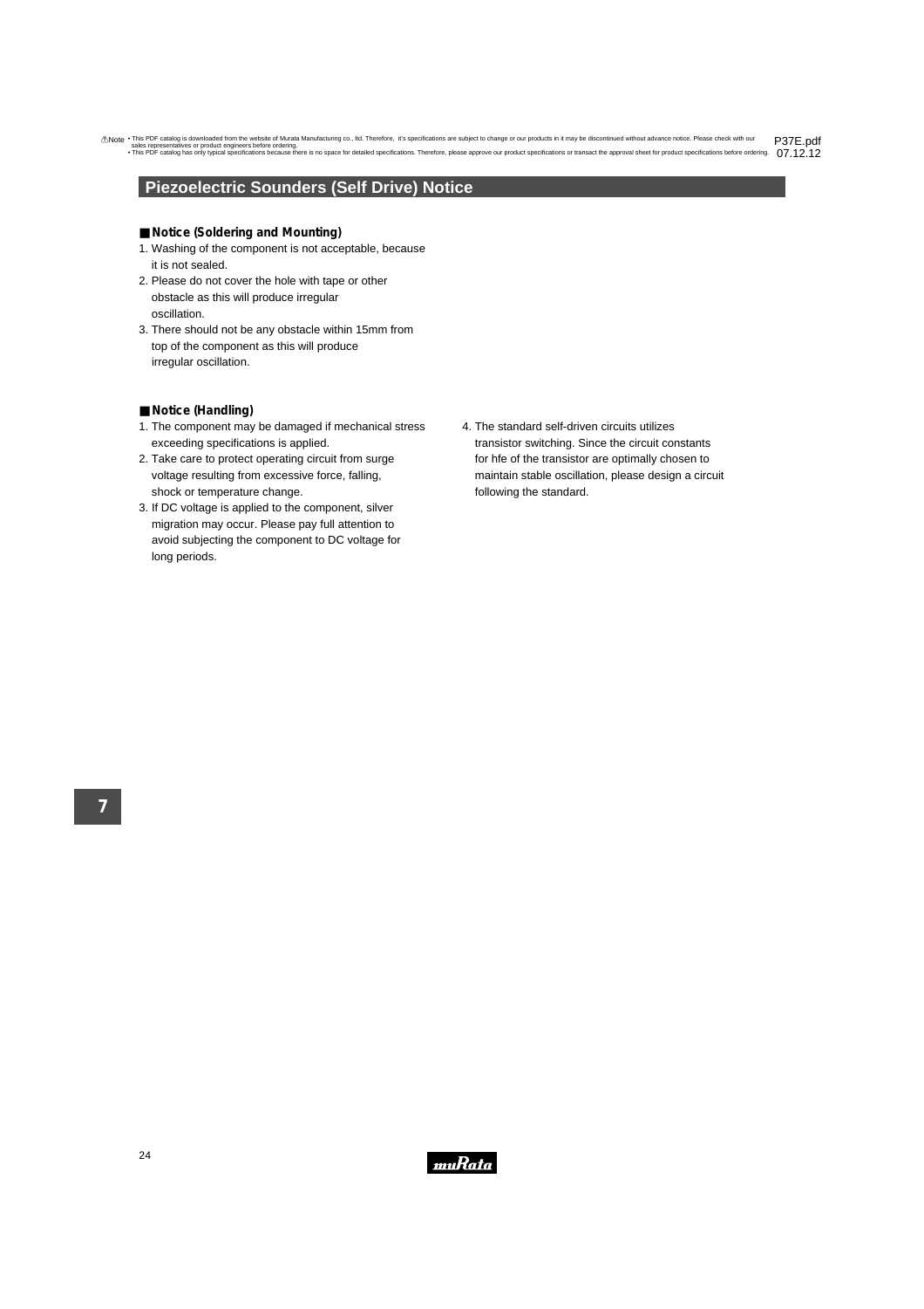## Piezoelectric Sounders (Self Drive) Notice

### ■ Notice (Soldering and Mounting)

1. Washing of the component is not acceptable, because it is not sealed.
2. Please do not cover the hole with tape or other obstacle as this will produce irregular oscillation.
3. There should not be any obstacle within 15mm from top of the component as this will produce irregular oscillation.

### ■ Notice (Handling)

1. The component may be damaged if mechanical stress exceeding specifications is applied.
2. Take care to protect operating circuit from surge voltage resulting from excessive force, falling, shock or temperature change.
3. If DC voltage is applied to the component, silver migration may occur. Please pay full attention to avoid subjecting the component to DC voltage for long periods.
4. The standard self-driven circuits utilizes transistor switching. Since the circuit constants for hfe of the transistor are optimally chosen to maintain stable oscillation, please design a circuit following the standard.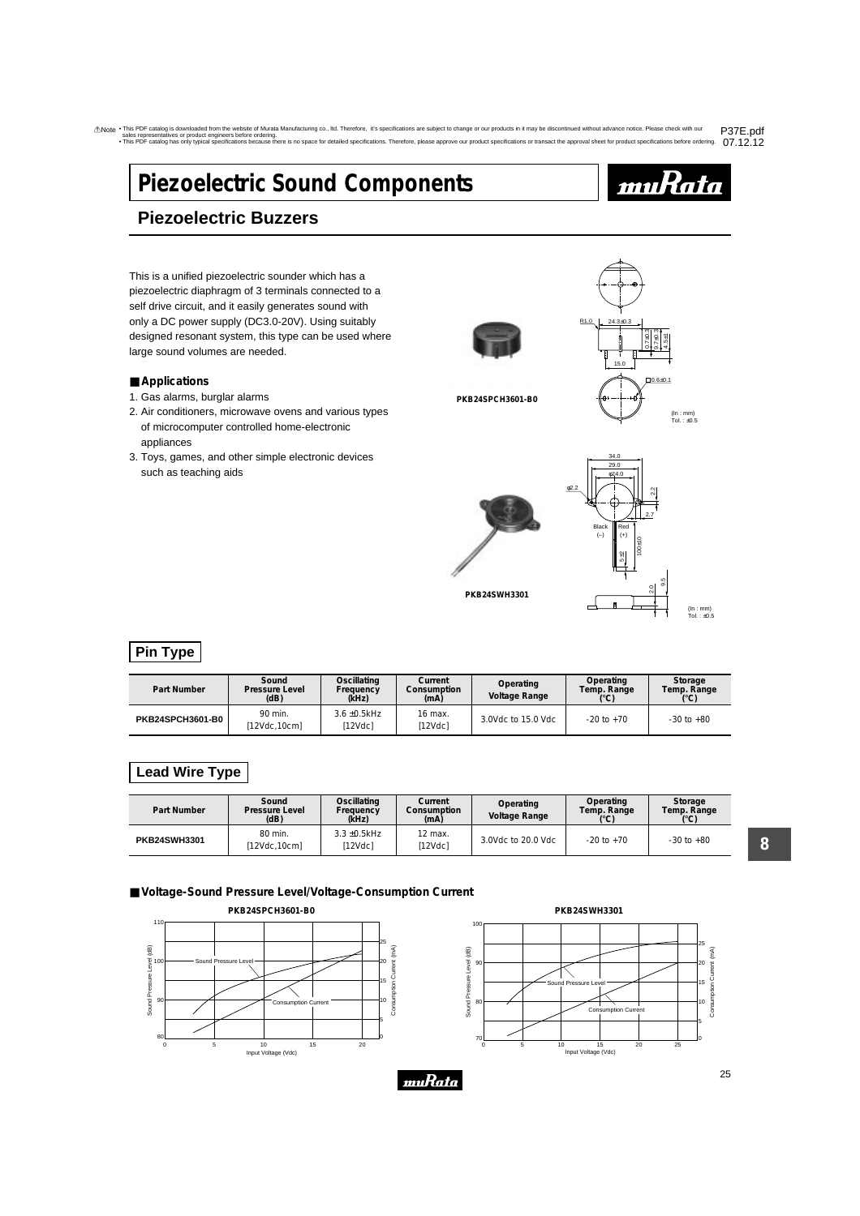# Piezoelectric Sound Components

## Piezoelectric Buzzers

This is a unified piezoelectric sounder which has a piezoelectric diaphragm of 3 terminals connected to a self drive circuit, and it easily generates sound with only a DC power supply (DC3.0-20V). Using suitably designed resonant system, this type can be used where large sound volumes are needed.

### ■ Applications

1. Gas alarms, burglar alarms
2. Air conditioners, microwave ovens and various types of microcomputer controlled home-electronic appliances
3. Toys, games, and other simple electronic devices such as teaching aids

PKB24SPCH3601-B0

(In : mm) Tol. : ±0.5

PKB24SWH3301

(In : mm) Tol. : ±0.5

## Pin Type

| Part Number | Sound Pressure Level (dB) | Oscillating Frequency (kHz) | Current Consumption (mA) | Operating Voltage Range | Operating Temp. Range (°C) | Storage Temp. Range (°C) |
|---|---|---|---|---|---|---|
| PKB24SPCH3601-B0 | 90 min. [12Vdc,10cm] | 3.6 ±0.5kHz [12Vdc] | 16 max. [12Vdc] | 3.0Vdc to 15.0 Vdc | -20 to +70 | -30 to +80 |

## Lead Wire Type

| Part Number | Sound Pressure Level (dB) | Oscillating Frequency (kHz) | Current Consumption (mA) | Operating Voltage Range | Operating Temp. Range (°C) | Storage Temp. Range (°C) |
|---|---|---|---|---|---|---|
| PKB24SWH3301 | 80 min. [12Vdc,10cm] | 3.3 ±0.5kHz [12Vdc] | 12 max. [12Vdc] | 3.0Vdc to 20.0 Vdc | -20 to +70 | -30 to +80 |

### ■ Voltage-Sound Pressure Level/Voltage-Consumption Current

PKB24SPCH3601-B0

PKB24SWH3301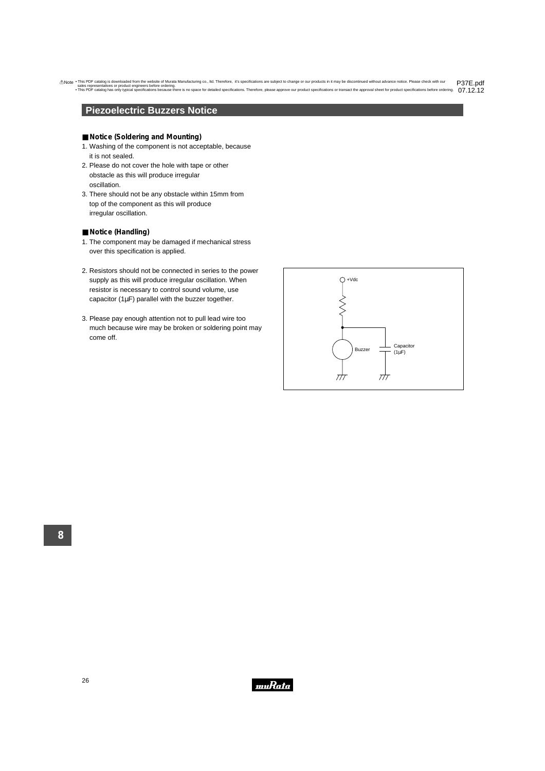## Piezoelectric Buzzers Notice

### ■ Notice (Soldering and Mounting)

1. Washing of the component is not acceptable, because it is not sealed.
2. Please do not cover the hole with tape or other obstacle as this will produce irregular oscillation.
3. There should not be any obstacle within 15mm from top of the component as this will produce irregular oscillation.

### ■ Notice (Handling)

1. The component may be damaged if mechanical stress over this specification is applied.
2. Resistors should not be connected in series to the power supply as this will produce irregular oscillation. When resistor is necessary to control sound volume, use capacitor (1μF) parallel with the buzzer together.
3. Please pay enough attention not to pull lead wire too much because wire may be broken or soldering point may come off.

+Vdc

Buzzer

Capacitor (1μF)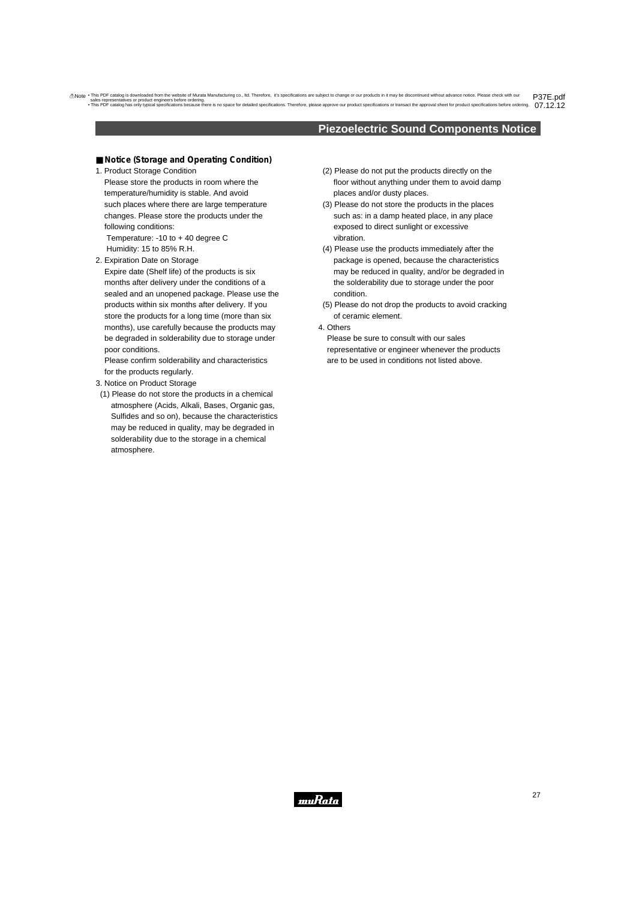## Piezoelectric Sound Components Notice

### ■ Notice (Storage and Operating Condition)

1. Product Storage Condition
   Please store the products in room where the temperature/humidity is stable. And avoid such places where there are large temperature changes. Please store the products under the following conditions:
   Temperature: -10 to + 40 degree C
   Humidity: 15 to 85% R.H.

2. Expiration Date on Storage
   Expire date (Shelf life) of the products is six months after delivery under the conditions of a sealed and an unopened package. Please use the products within six months after delivery. If you store the products for a long time (more than six months), use carefully because the products may be degraded in solderability due to storage under poor conditions.
   Please confirm solderability and characteristics for the products regularly.

3. Notice on Product Storage
   (1) Please do not store the products in a chemical atmosphere (Acids, Alkali, Bases, Organic gas, Sulfides and so on), because the characteristics may be reduced in quality, may be degraded in solderability due to the storage in a chemical atmosphere.
   (2) Please do not put the products directly on the floor without anything under them to avoid damp places and/or dusty places.
   (3) Please do not store the products in the places such as: in a damp heated place, in any place exposed to direct sunlight or excessive vibration.
   (4) Please use the products immediately after the package is opened, because the characteristics may be reduced in quality, and/or be degraded in the solderability due to storage under the poor condition.
   (5) Please do not drop the products to avoid cracking of ceramic element.

4. Others
   Please be sure to consult with our sales representative or engineer whenever the products are to be used in conditions not listed above.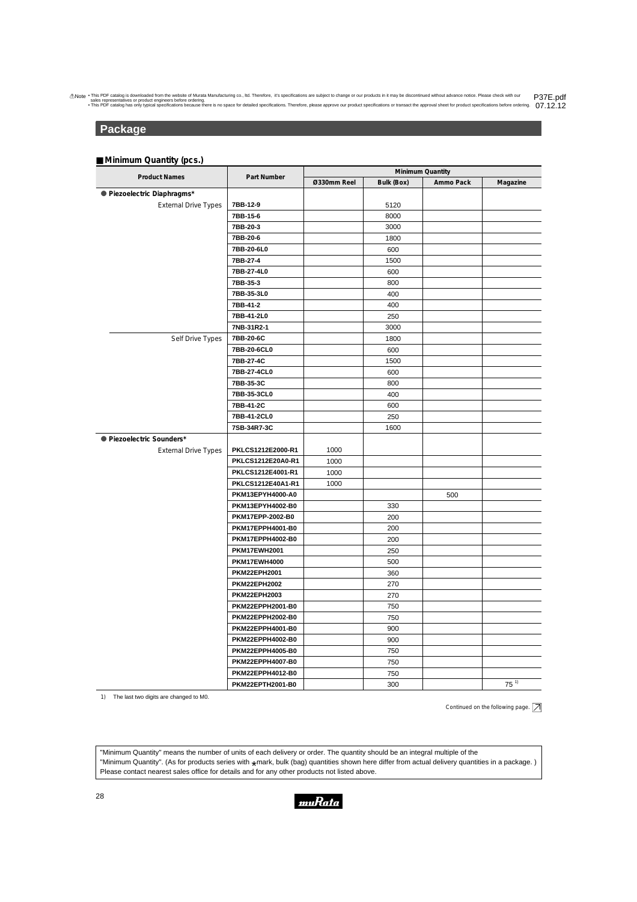!Note • This PDF catalog is downloaded from the website of Murata Manufacturing co., ltd. Therefore, it's specifications are subject to change or our products in it may be discontinued without advance notice. Please check with our sales representatives or product engineers before ordering.
• This PDF catalog has only typical specifications because there is no space for detailed specifications. Therefore, please approve our product specifications or transact the approval sheet for product specifications before ordering.

P37E.pdf
07.12.12

## Package

### ■ Minimum Quantity (pcs.)

| Product Names | Part Number | Minimum Quantity | | | |
|---|---|---|---|---|---|
| | | Ø330mm Reel | Bulk (Box) | Ammo Pack | Magazine |
| ● Piezoelectric Diaphragms* | | | | | |
| External Drive Types | 7BB-12-9 | | 5120 | | |
| | 7BB-15-6 | | 8000 | | |
| | 7BB-20-3 | | 3000 | | |
| | 7BB-20-6 | | 1800 | | |
| | 7BB-20-6L0 | | 600 | | |
| | 7BB-27-4 | | 1500 | | |
| | 7BB-27-4L0 | | 600 | | |
| | 7BB-35-3 | | 800 | | |
| | 7BB-35-3L0 | | 400 | | |
| | 7BB-41-2 | | 400 | | |
| | 7BB-41-2L0 | | 250 | | |
| | 7NB-31R2-1 | | 3000 | | |
| Self Drive Types | 7BB-20-6C | | 1800 | | |
| | 7BB-20-6CL0 | | 600 | | |
| | 7BB-27-4C | | 1500 | | |
| | 7BB-27-4CL0 | | 600 | | |
| | 7BB-35-3C | | 800 | | |
| | 7BB-35-3CL0 | | 400 | | |
| | 7BB-41-2C | | 600 | | |
| | 7BB-41-2CL0 | | 250 | | |
| | 7SB-34R7-3C | | 1600 | | |
| ● Piezoelectric Sounders* | | | | | |
| External Drive Types | PKLCS1212E2000-R1 | 1000 | | | |
| | PKLCS1212E20A0-R1 | 1000 | | | |
| | PKLCS1212E4001-R1 | 1000 | | | |
| | PKLCS1212E40A1-R1 | 1000 | | | |
| | PKM13EPYH4000-A0 | | | 500 | |
| | PKM13EPYH4002-B0 | | 330 | | |
| | PKM17EPP-2002-B0 | | 200 | | |
| | PKM17EPPH4001-B0 | | 200 | | |
| | PKM17EPPH4002-B0 | | 200 | | |
| | PKM17EWH2001 | | 250 | | |
| | PKM17EWH4000 | | 500 | | |
| | PKM22EPH2001 | | 360 | | |
| | PKM22EPH2002 | | 270 | | |
| | PKM22EPH2003 | | 270 | | |
| | PKM22EPPH2001-B0 | | 750 | | |
| | PKM22EPPH2002-B0 | | 750 | | |
| | PKM22EPPH4001-B0 | | 900 | | |
| | PKM22EPPH4002-B0 | | 900 | | |
| | PKM22EPPH4005-B0 | | 750 | | |
| | PKM22EPPH4007-B0 | | 750 | | |
| | PKM22EPPH4012-B0 | | 750 | | |
| | PKM22EPTH2001-B0 | | 300 | | 75 [1] |

1) The last two digits are changed to M0.

Continued on the following page.

"Minimum Quantity" means the number of units of each delivery or order. The quantity should be an integral multiple of the "Minimum Quantity". (As for products series with *mark, bulk (bag) quantities shown here differ from actual delivery quantities in a package. ) Please contact nearest sales office for details and for any other products not listed above.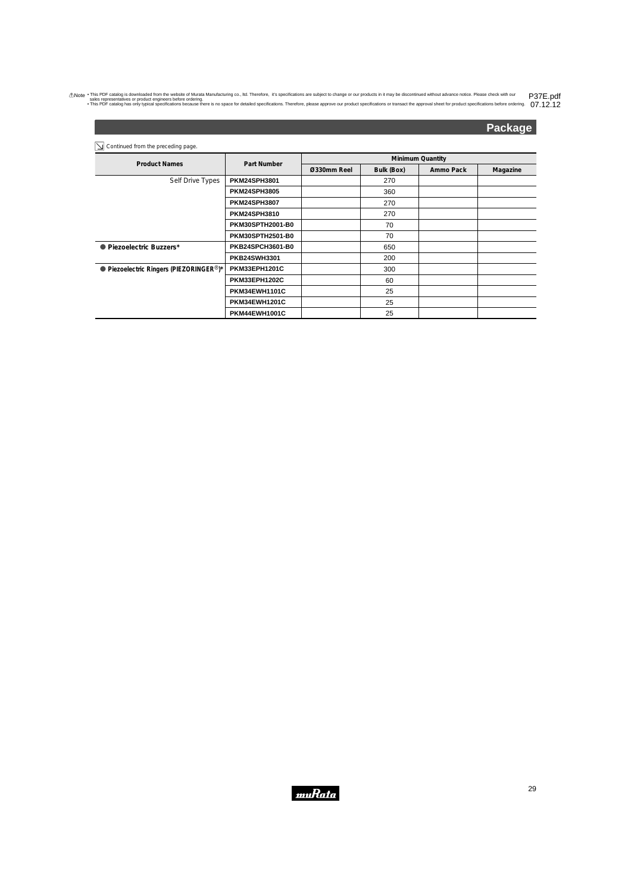!Note • This PDF catalog is downloaded from the website of Murata Manufacturing co., ltd. Therefore, it's specifications are subject to change or our products in it may be discontinued without advance notice. Please check with our sales representatives or product engineers before ordering.
• This PDF catalog has only typical specifications because there is no space for detailed specifications. Therefore, please approve our product specifications or transact the approval sheet for product specifications before ordering.

P37E.pdf
07.12.12

## Package

Continued from the preceding page.

| Product Names | Part Number | Minimum Quantity | | | |
|---|---|---|---|---|---|
| | | Ø330mm Reel | Bulk (Box) | Ammo Pack | Magazine |
| Self Drive Types | PKM24SPH3801 | | 270 | | |
| | PKM24SPH3805 | | 360 | | |
| | PKM24SPH3807 | | 270 | | |
| | PKM24SPH3810 | | 270 | | |
| | PKM30SPTH2001-B0 | | 70 | | |
| | PKM30SPTH2501-B0 | | 70 | | |
| ● Piezoelectric Buzzers* | PKB24SPCH3601-B0 | | 650 | | |
| | PKB24SWH3301 | | 200 | | |
| ● Piezoelectric Ringers (PIEZORINGER®)* | PKM33EPH1201C | | 300 | | |
| | PKM33EPH1202C | | 60 | | |
| | PKM34EWH1101C | | 25 | | |
| | PKM34EWH1201C | | 25 | | |
| | PKM44EWH1001C | | 25 | | |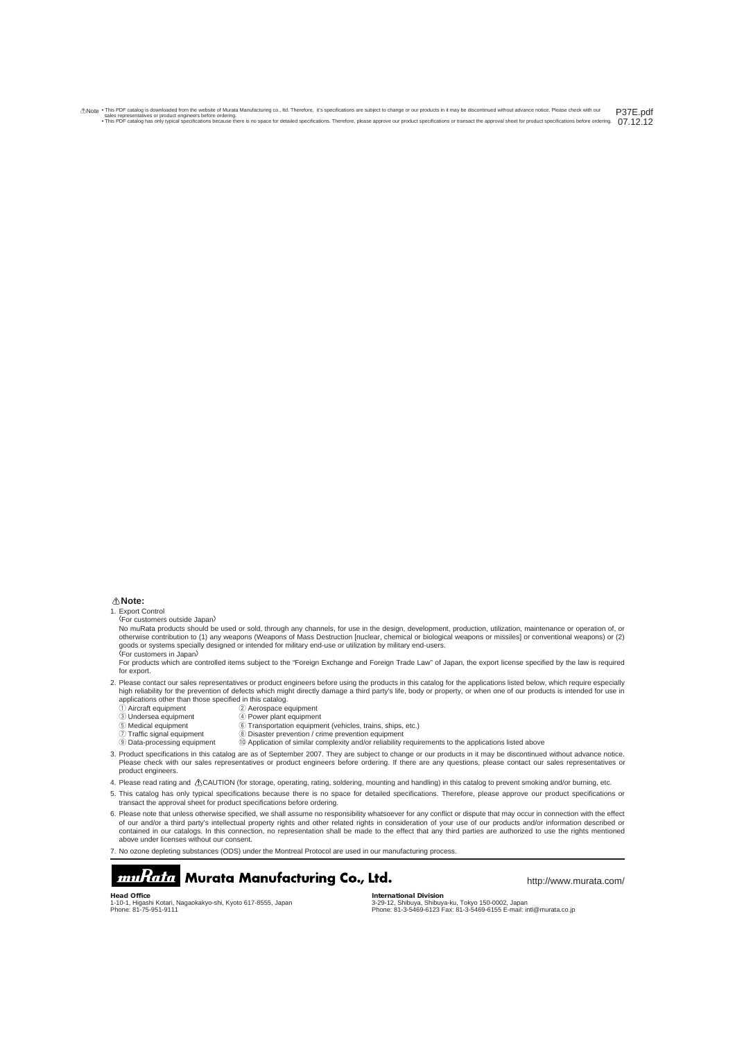⚠Note • This PDF catalog is downloaded from the website of Murata Manufacturing co., ltd. Therefore, it's specifications are subject to change or our products in it may be discontinued without advance notice. Please check with our sales representatives or product engineers before ordering.
• This PDF catalog has only typical specifications because there is no space for detailed specifications. Therefore, please approve our product specifications or transact the approval sheet for product specifications before ordering.

P37E.pdf
07.12.12

## ⚠Note:

1. Export Control
〈For customers outside Japan〉
No muRata products should be used or sold, through any channels, for use in the design, development, production, utilization, maintenance or operation of, or otherwise contribution to (1) any weapons (Weapons of Mass Destruction [nuclear, chemical or biological weapons or missiles] or conventional weapons) or (2) goods or systems specially designed or intended for military end-use or utilization by military end-users.
〈For customers in Japan〉
For products which are controlled items subject to the "Foreign Exchange and Foreign Trade Law" of Japan, the export license specified by the law is required for export.

2. Please contact our sales representatives or product engineers before using the products in this catalog for the applications listed below, which require especially high reliability for the prevention of defects which might directly damage a third party's life, body or property, or when one of our products is intended for use in applications other than those specified in this catalog.
① Aircraft equipment ② Aerospace equipment
③ Undersea equipment ④ Power plant equipment
⑤ Medical equipment ⑥ Transportation equipment (vehicles, trains, ships, etc.)
⑦ Traffic signal equipment ⑧ Disaster prevention / crime prevention equipment
⑨ Data-processing equipment ⑩ Application of similar complexity and/or reliability requirements to the applications listed above

3. Product specifications in this catalog are as of September 2007. They are subject to change or our products in it may be discontinued without advance notice. Please check with our sales representatives or product engineers before ordering. If there are any questions, please contact our sales representatives or product engineers.

4. Please read rating and ⚠CAUTION (for storage, operating, rating, soldering, mounting and handling) in this catalog to prevent smoking and/or burning, etc.

5. This catalog has only typical specifications because there is no space for detailed specifications. Therefore, please approve our product specifications or transact the approval sheet for product specifications before ordering.

6. Please note that unless otherwise specified, we shall assume no responsibility whatsoever for any conflict or dispute that may occur in connection with the effect of our and/or a third party's intellectual property rights and other related rights in consideration of your use of our products and/or information described or contained in our catalogs. In this connection, no representation shall be made to the effect that any third parties are authorized to use the rights mentioned above under licenses without our consent.

7. No ozone depleting substances (ODS) under the Montreal Protocol are used in our manufacturing process.

**muRata Murata Manufacturing Co., Ltd.**

http://www.murata.com/

**Head Office**
1-10-1, Higashi Kotari, Nagaokakyo-shi, Kyoto 617-8555, Japan
Phone: 81-75-951-9111

**International Division**
3-29-12, Shibuya, Shibuya-ku, Tokyo 150-0002, Japan
Phone: 81-3-5469-6123 Fax: 81-3-5469-6155 E-mail: intl@murata.co.jp